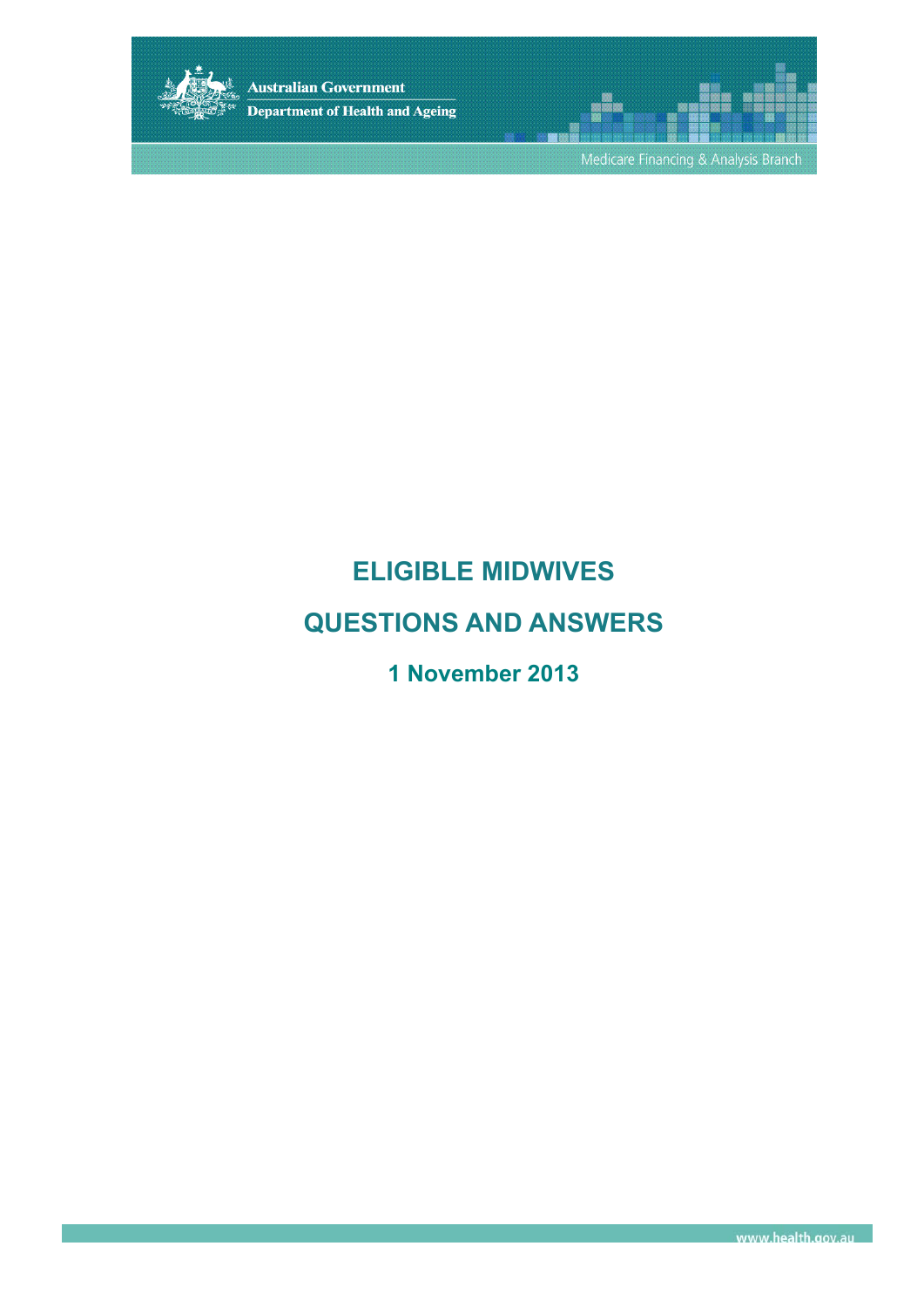Australian Government

Department of Health and Ageing

Medicare Financing & Analysis Branch

# ELIGIBLE MIDWIVES

# QUESTIONS AND ANSWERS

## 1 November 2013

www.health.gov.au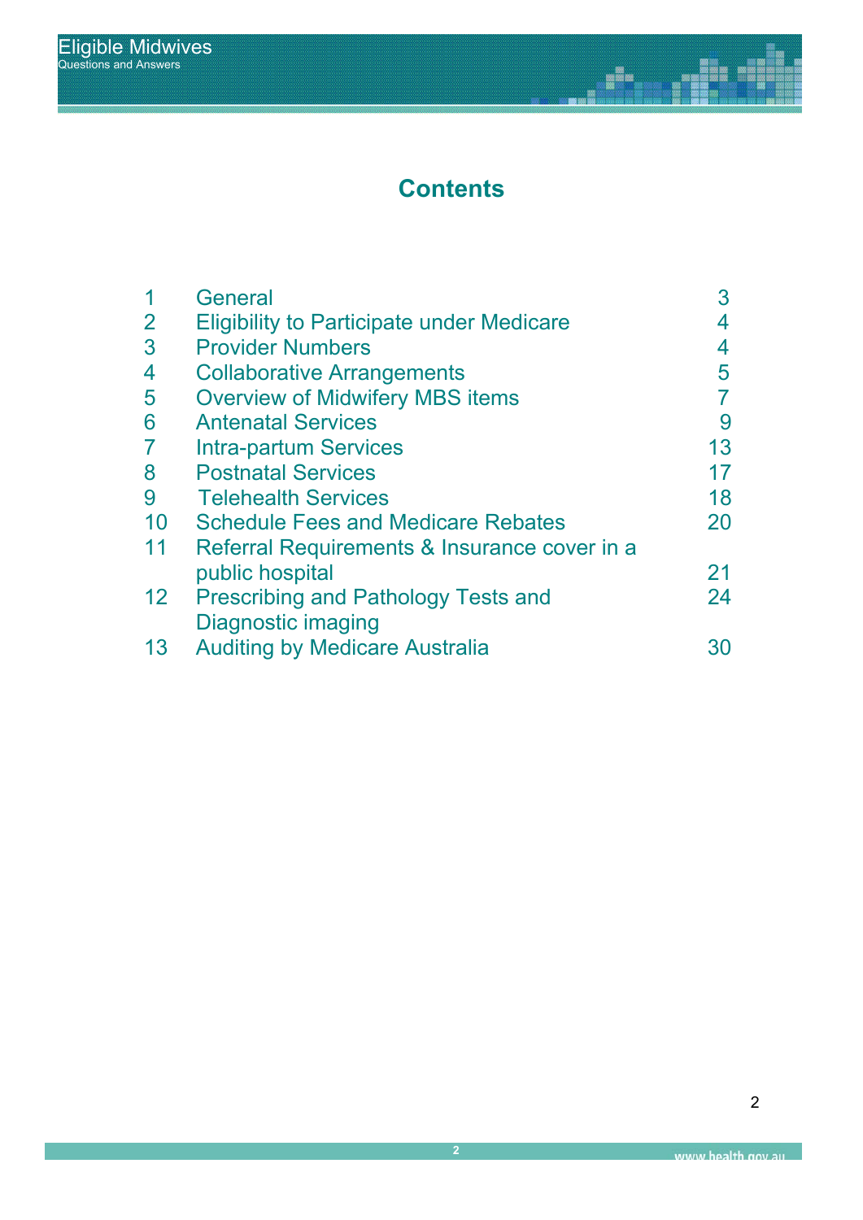# Contents

| | | |
|---|---|---|
| 1 | General | 3 |
| 2 | Eligibility to Participate under Medicare | 4 |
| 3 | Provider Numbers | 4 |
| 4 | Collaborative Arrangements | 5 |
| 5 | Overview of Midwifery MBS items | 7 |
| 6 | Antenatal Services | 9 |
| 7 | Intra-partum Services | 13 |
| 8 | Postnatal Services | 17 |
| 9 | Telehealth Services | 18 |
| 10 | Schedule Fees and Medicare Rebates | 20 |
| 11 | Referral Requirements & Insurance cover in a public hospital | 21 |
| 12 | Prescribing and Pathology Tests and Diagnostic imaging | 24 |
| 13 | Auditing by Medicare Australia | 30 |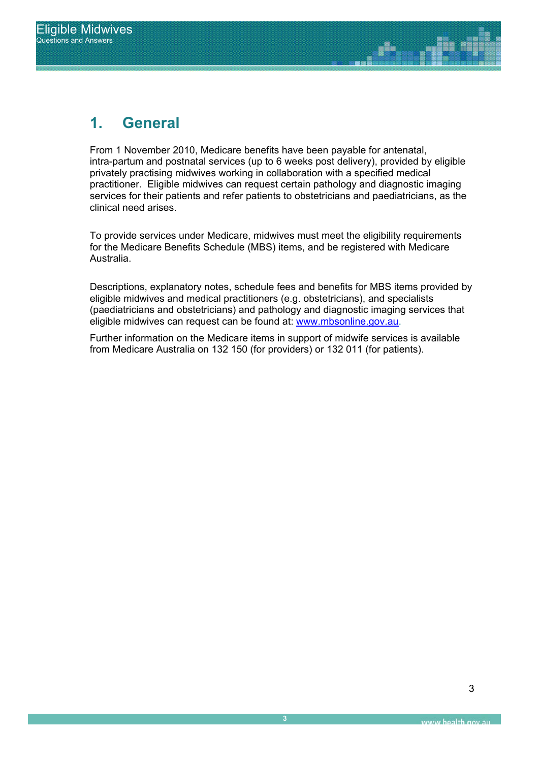## 1. General

From 1 November 2010, Medicare benefits have been payable for antenatal, intra-partum and postnatal services (up to 6 weeks post delivery), provided by eligible privately practising midwives working in collaboration with a specified medical practitioner. Eligible midwives can request certain pathology and diagnostic imaging services for their patients and refer patients to obstetricians and paediatricians, as the clinical need arises.

To provide services under Medicare, midwives must meet the eligibility requirements for the Medicare Benefits Schedule (MBS) items, and be registered with Medicare Australia.

Descriptions, explanatory notes, schedule fees and benefits for MBS items provided by eligible midwives and medical practitioners (e.g. obstetricians), and specialists (paediatricians and obstetricians) and pathology and diagnostic imaging services that eligible midwives can request can be found at: www.mbsonline.gov.au.

Further information on the Medicare items in support of midwife services is available from Medicare Australia on 132 150 (for providers) or 132 011 (for patients).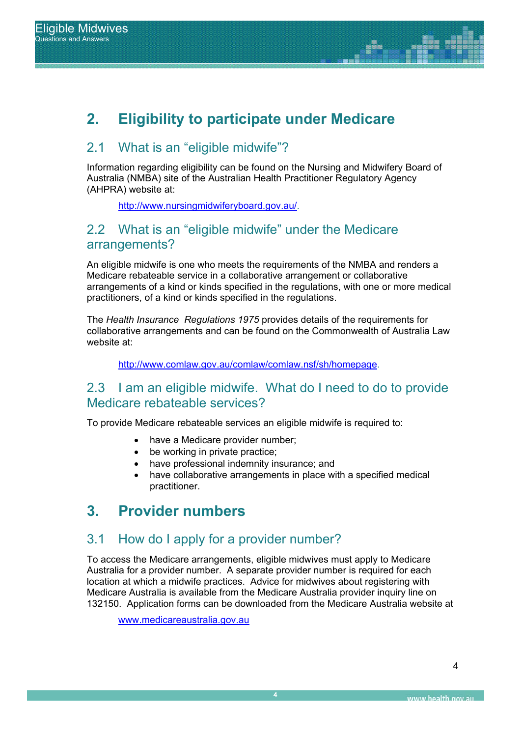# 2. Eligibility to participate under Medicare

## 2.1 What is an "eligible midwife"?

Information regarding eligibility can be found on the Nursing and Midwifery Board of Australia (NMBA) site of the Australian Health Practitioner Regulatory Agency (AHPRA) website at:

> http://www.nursingmidwiferyboard.gov.au/.

## 2.2 What is an "eligible midwife" under the Medicare arrangements?

An eligible midwife is one who meets the requirements of the NMBA and renders a Medicare rebateable service in a collaborative arrangement or collaborative arrangements of a kind or kinds specified in the regulations, with one or more medical practitioners, of a kind or kinds specified in the regulations.

The *Health Insurance Regulations 1975* provides details of the requirements for collaborative arrangements and can be found on the Commonwealth of Australia Law website at:

> http://www.comlaw.gov.au/comlaw/comlaw.nsf/sh/homepage.

## 2.3 I am an eligible midwife. What do I need to do to provide Medicare rebateable services?

To provide Medicare rebateable services an eligible midwife is required to:

- have a Medicare provider number;
- be working in private practice;
- have professional indemnity insurance; and
- have collaborative arrangements in place with a specified medical practitioner.

# 3. Provider numbers

## 3.1 How do I apply for a provider number?

To access the Medicare arrangements, eligible midwives must apply to Medicare Australia for a provider number. A separate provider number is required for each location at which a midwife practices. Advice for midwives about registering with Medicare Australia is available from the Medicare Australia provider inquiry line on 132150. Application forms can be downloaded from the Medicare Australia website at

> www.medicareaustralia.gov.au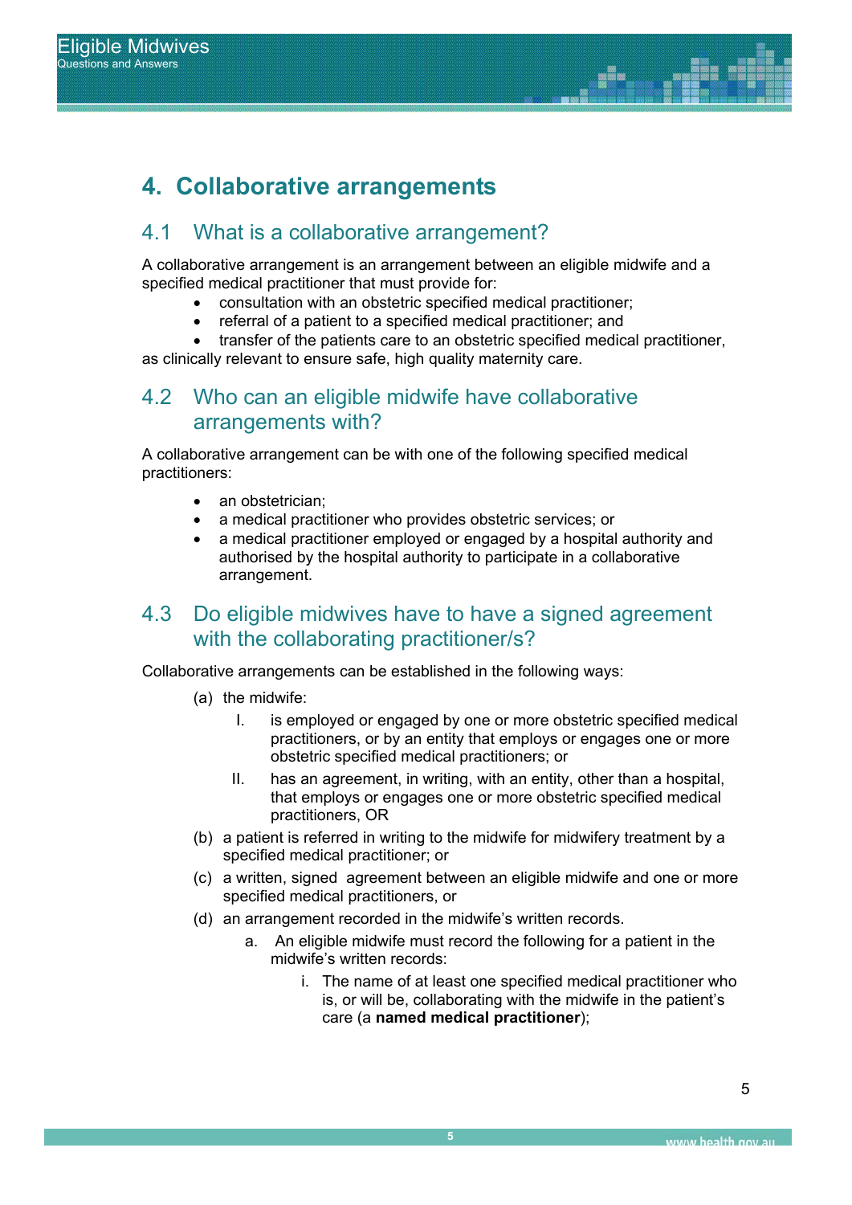# 4. Collaborative arrangements

## 4.1 What is a collaborative arrangement?

A collaborative arrangement is an arrangement between an eligible midwife and a specified medical practitioner that must provide for:

- consultation with an obstetric specified medical practitioner;
- referral of a patient to a specified medical practitioner; and
- transfer of the patients care to an obstetric specified medical practitioner,

as clinically relevant to ensure safe, high quality maternity care.

## 4.2 Who can an eligible midwife have collaborative arrangements with?

A collaborative arrangement can be with one of the following specified medical practitioners:

- an obstetrician;
- a medical practitioner who provides obstetric services; or
- a medical practitioner employed or engaged by a hospital authority and authorised by the hospital authority to participate in a collaborative arrangement.

## 4.3 Do eligible midwives have to have a signed agreement with the collaborating practitioner/s?

Collaborative arrangements can be established in the following ways:

(a) the midwife:

  I. is employed or engaged by one or more obstetric specified medical practitioners, or by an entity that employs or engages one or more obstetric specified medical practitioners; or

  II. has an agreement, in writing, with an entity, other than a hospital, that employs or engages one or more obstetric specified medical practitioners, OR

(b) a patient is referred in writing to the midwife for midwifery treatment by a specified medical practitioner; or

(c) a written, signed agreement between an eligible midwife and one or more specified medical practitioners, or

(d) an arrangement recorded in the midwife's written records.

  a. An eligible midwife must record the following for a patient in the midwife's written records:

    i. The name of at least one specified medical practitioner who is, or will be, collaborating with the midwife in the patient's care (a **named medical practitioner**);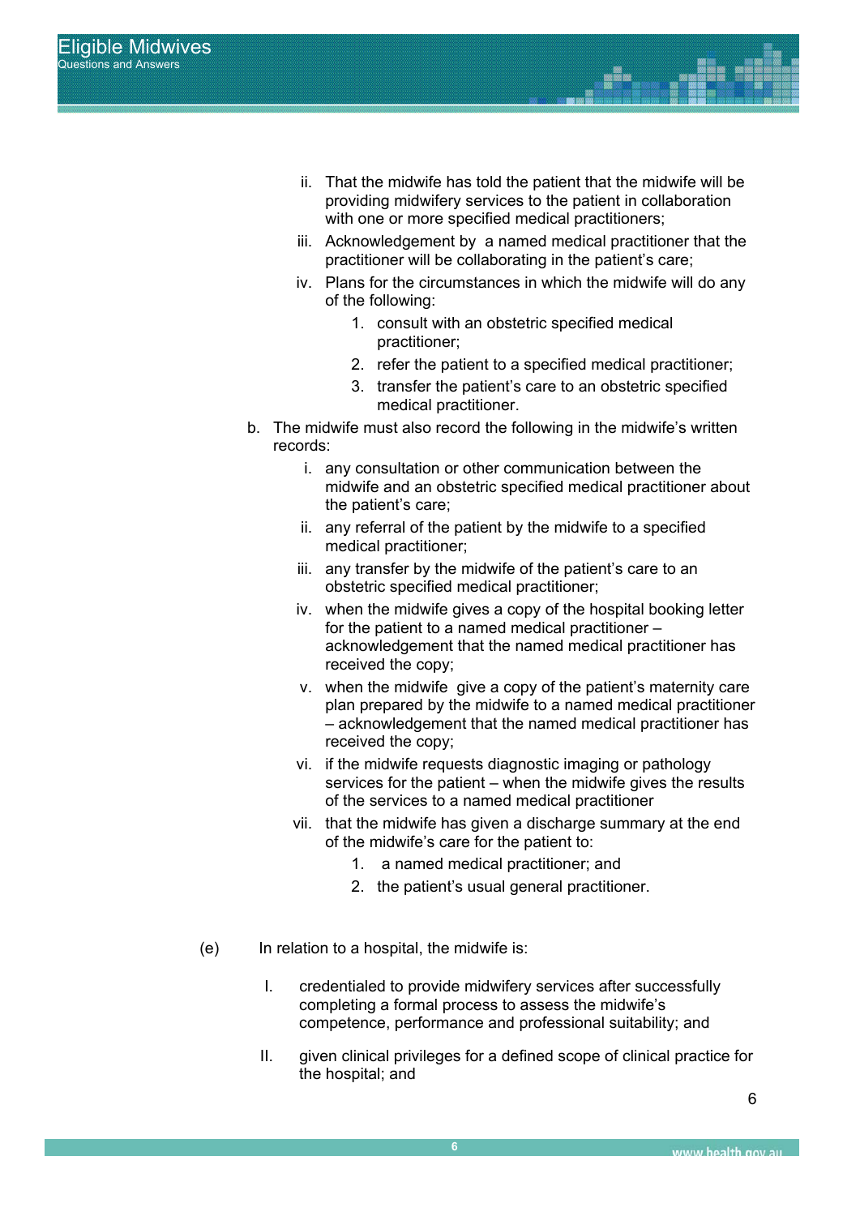ii. That the midwife has told the patient that the midwife will be providing midwifery services to the patient in collaboration with one or more specified medical practitioners;

   iii. Acknowledgement by a named medical practitioner that the practitioner will be collaborating in the patient's care;

   iv. Plans for the circumstances in which the midwife will do any of the following:

      1. consult with an obstetric specified medical practitioner;
      2. refer the patient to a specified medical practitioner;
      3. transfer the patient's care to an obstetric specified medical practitioner.

b. The midwife must also record the following in the midwife's written records:

   i. any consultation or other communication between the midwife and an obstetric specified medical practitioner about the patient's care;

   ii. any referral of the patient by the midwife to a specified medical practitioner;

   iii. any transfer by the midwife of the patient's care to an obstetric specified medical practitioner;

   iv. when the midwife gives a copy of the hospital booking letter for the patient to a named medical practitioner – acknowledgement that the named medical practitioner has received the copy;

   v. when the midwife give a copy of the patient's maternity care plan prepared by the midwife to a named medical practitioner – acknowledgement that the named medical practitioner has received the copy;

   vi. if the midwife requests diagnostic imaging or pathology services for the patient – when the midwife gives the results of the services to a named medical practitioner

   vii. that the midwife has given a discharge summary at the end of the midwife's care for the patient to:

      1. a named medical practitioner; and
      2. the patient's usual general practitioner.

(e) In relation to a hospital, the midwife is:

   I. credentialed to provide midwifery services after successfully completing a formal process to assess the midwife's competence, performance and professional suitability; and

   II. given clinical privileges for a defined scope of clinical practice for the hospital; and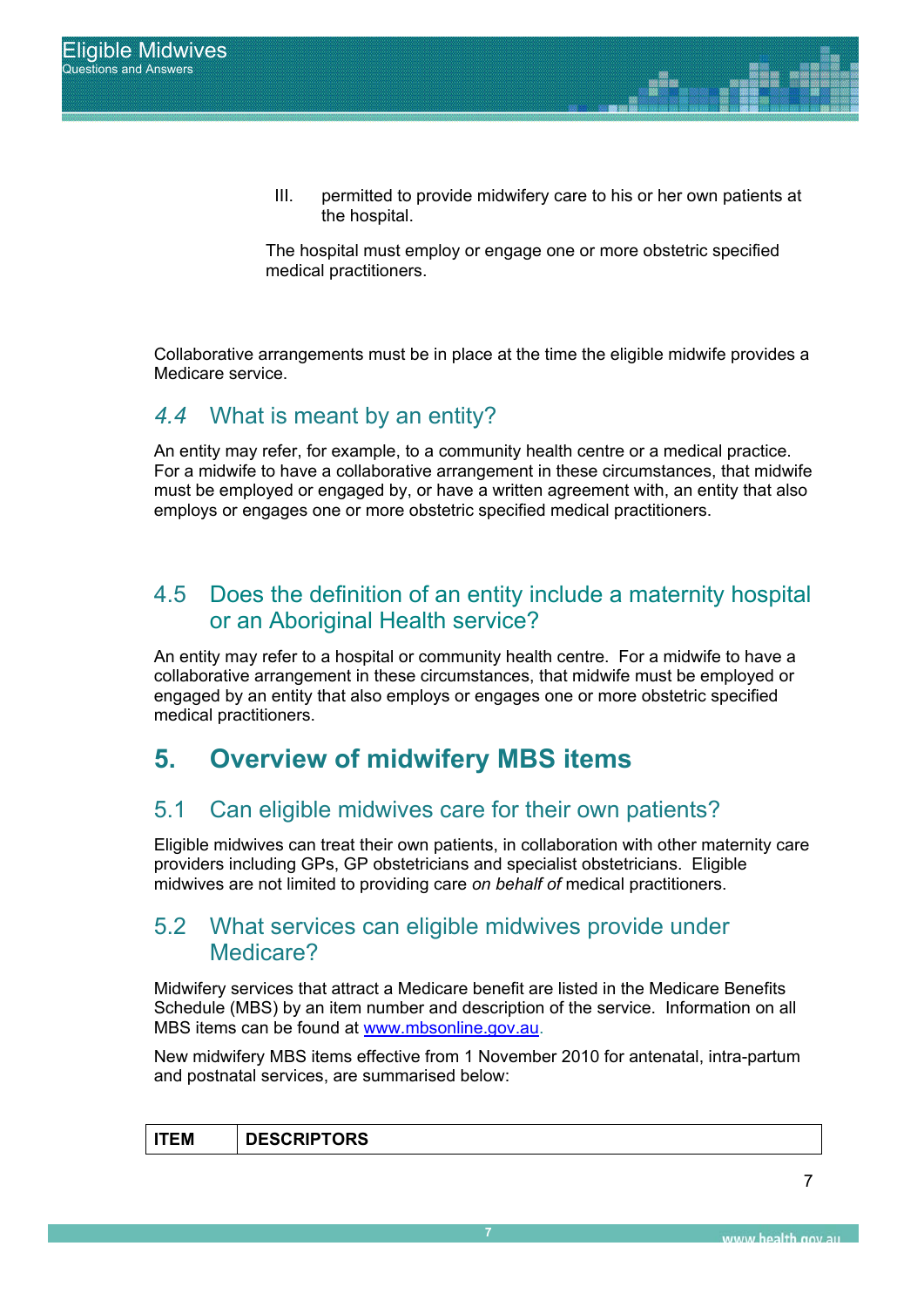III. permitted to provide midwifery care to his or her own patients at the hospital.

The hospital must employ or engage one or more obstetric specified medical practitioners.

Collaborative arrangements must be in place at the time the eligible midwife provides a Medicare service.

## *4.4* What is meant by an entity?

An entity may refer, for example, to a community health centre or a medical practice. For a midwife to have a collaborative arrangement in these circumstances, that midwife must be employed or engaged by, or have a written agreement with, an entity that also employs or engages one or more obstetric specified medical practitioners.

## 4.5 Does the definition of an entity include a maternity hospital or an Aboriginal Health service?

An entity may refer to a hospital or community health centre. For a midwife to have a collaborative arrangement in these circumstances, that midwife must be employed or engaged by an entity that also employs or engages one or more obstetric specified medical practitioners.

# 5. Overview of midwifery MBS items

## 5.1 Can eligible midwives care for their own patients?

Eligible midwives can treat their own patients, in collaboration with other maternity care providers including GPs, GP obstetricians and specialist obstetricians. Eligible midwives are not limited to providing care *on behalf of* medical practitioners.

## 5.2 What services can eligible midwives provide under Medicare?

Midwifery services that attract a Medicare benefit are listed in the Medicare Benefits Schedule (MBS) by an item number and description of the service. Information on all MBS items can be found at www.mbsonline.gov.au.

New midwifery MBS items effective from 1 November 2010 for antenatal, intra-partum and postnatal services, are summarised below:

| ITEM | DESCRIPTORS |
|---|---|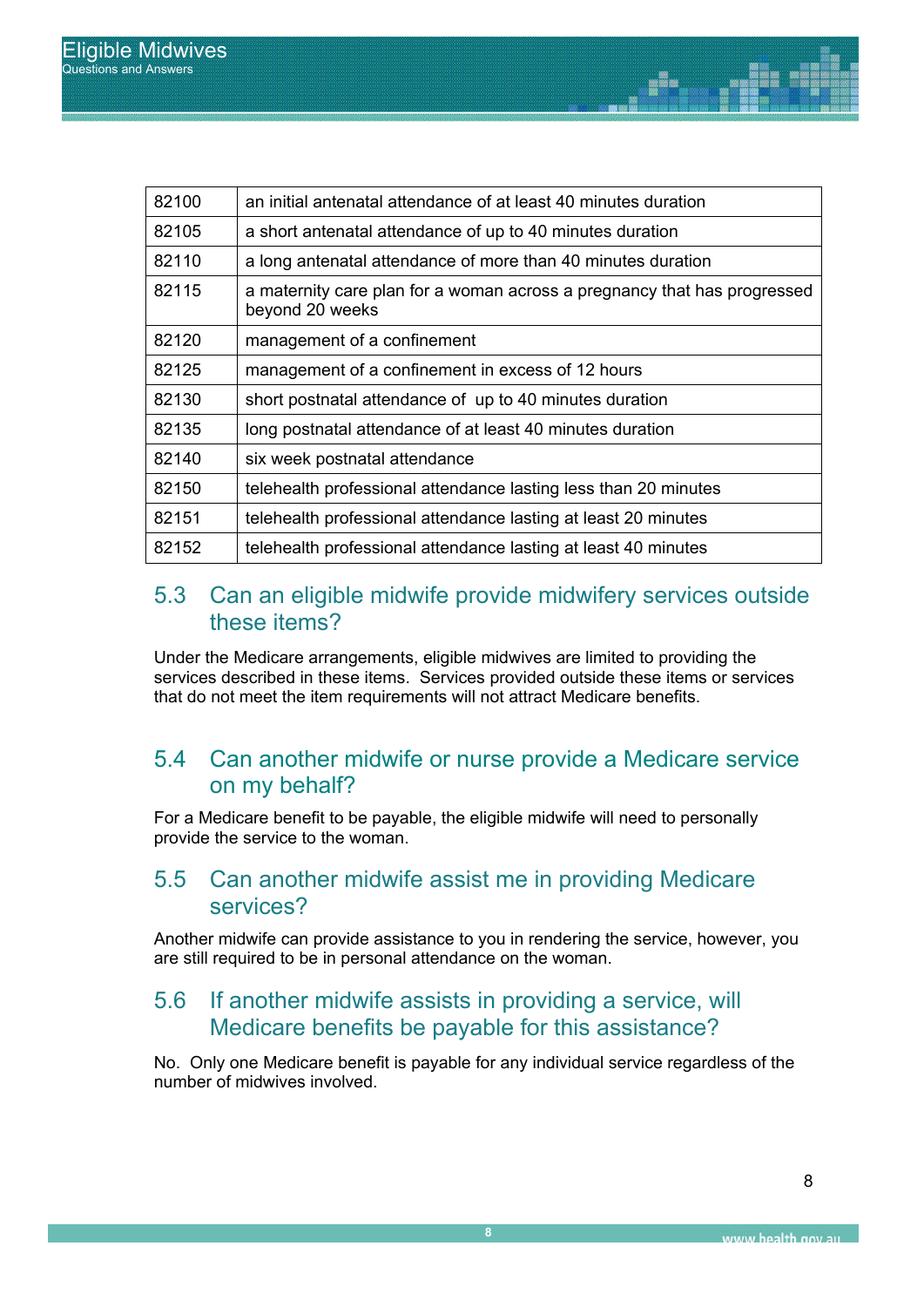| | |
|---|---|
| 82100 | an initial antenatal attendance of at least 40 minutes duration |
| 82105 | a short antenatal attendance of up to 40 minutes duration |
| 82110 | a long antenatal attendance of more than 40 minutes duration |
| 82115 | a maternity care plan for a woman across a pregnancy that has progressed beyond 20 weeks |
| 82120 | management of a confinement |
| 82125 | management of a confinement in excess of 12 hours |
| 82130 | short postnatal attendance of up to 40 minutes duration |
| 82135 | long postnatal attendance of at least 40 minutes duration |
| 82140 | six week postnatal attendance |
| 82150 | telehealth professional attendance lasting less than 20 minutes |
| 82151 | telehealth professional attendance lasting at least 20 minutes |
| 82152 | telehealth professional attendance lasting at least 40 minutes |

## 5.3 Can an eligible midwife provide midwifery services outside these items?

Under the Medicare arrangements, eligible midwives are limited to providing the services described in these items. Services provided outside these items or services that do not meet the item requirements will not attract Medicare benefits.

## 5.4 Can another midwife or nurse provide a Medicare service on my behalf?

For a Medicare benefit to be payable, the eligible midwife will need to personally provide the service to the woman.

## 5.5 Can another midwife assist me in providing Medicare services?

Another midwife can provide assistance to you in rendering the service, however, you are still required to be in personal attendance on the woman.

## 5.6 If another midwife assists in providing a service, will Medicare benefits be payable for this assistance?

No. Only one Medicare benefit is payable for any individual service regardless of the number of midwives involved.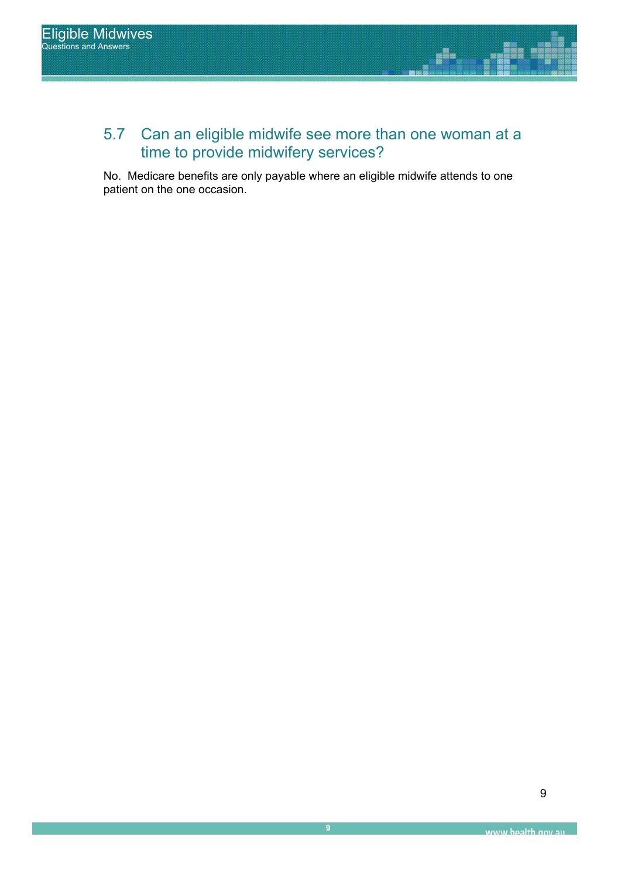## 5.7 Can an eligible midwife see more than one woman at a time to provide midwifery services?

No. Medicare benefits are only payable where an eligible midwife attends to one patient on the one occasion.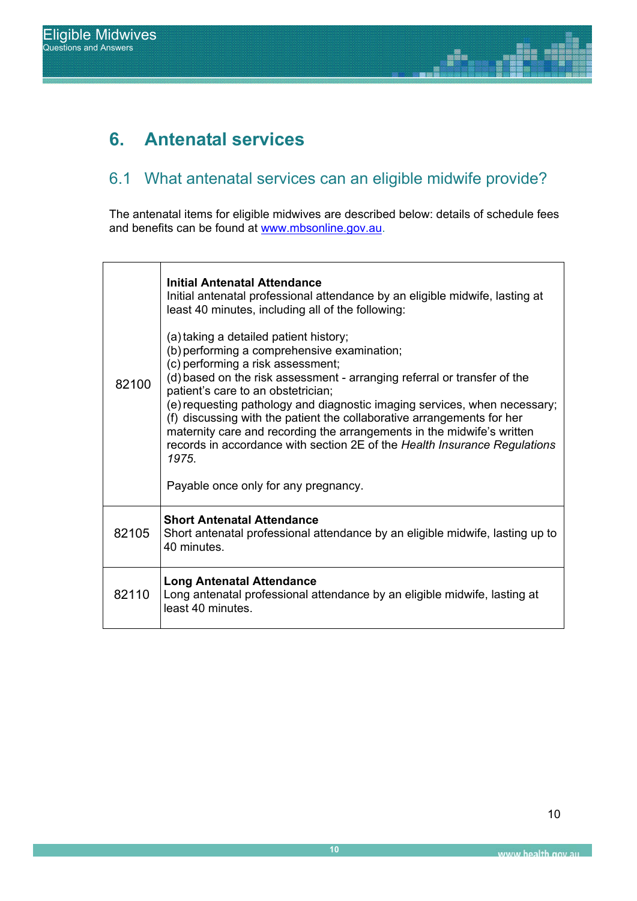# 6. Antenatal services

## 6.1 What antenatal services can an eligible midwife provide?

The antenatal items for eligible midwives are described below: details of schedule fees and benefits can be found at www.mbsonline.gov.au.

| Item | Description |
|---|---|
| 82100 | **Initial Antenatal Attendance**<br>Initial antenatal professional attendance by an eligible midwife, lasting at least 40 minutes, including all of the following:<br><br>(a) taking a detailed patient history;<br>(b) performing a comprehensive examination;<br>(c) performing a risk assessment;<br>(d) based on the risk assessment - arranging referral or transfer of the patient's care to an obstetrician;<br>(e) requesting pathology and diagnostic imaging services, when necessary;<br>(f) discussing with the patient the collaborative arrangements for her maternity care and recording the arrangements in the midwife's written records in accordance with section 2E of the *Health Insurance Regulations 1975*.<br><br>Payable once only for any pregnancy. |
| 82105 | **Short Antenatal Attendance**<br>Short antenatal professional attendance by an eligible midwife, lasting up to 40 minutes. |
| 82110 | **Long Antenatal Attendance**<br>Long antenatal professional attendance by an eligible midwife, lasting at least 40 minutes. |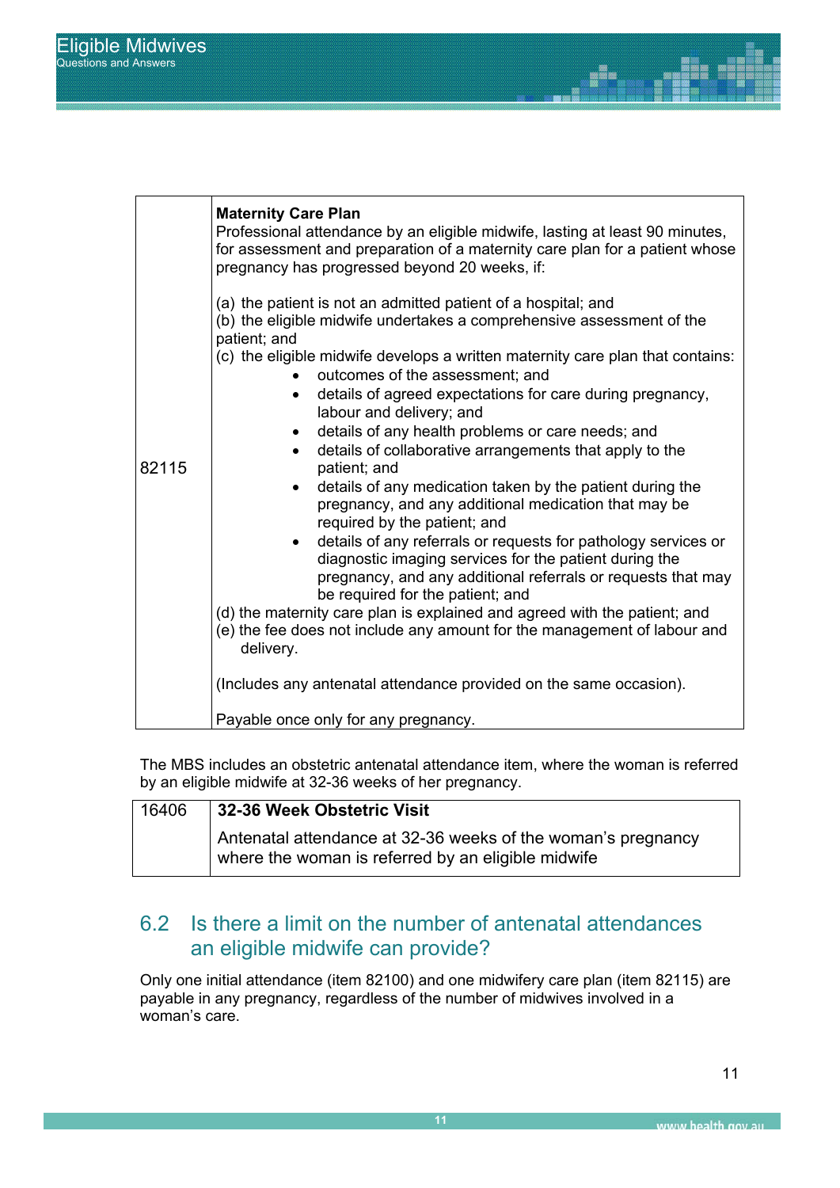| | |
|---|---|
| 82115 | **Maternity Care Plan**<br>Professional attendance by an eligible midwife, lasting at least 90 minutes, for assessment and preparation of a maternity care plan for a patient whose pregnancy has progressed beyond 20 weeks, if:<br><br>(a) the patient is not an admitted patient of a hospital; and<br>(b) the eligible midwife undertakes a comprehensive assessment of the patient; and<br>(c) the eligible midwife develops a written maternity care plan that contains:<br>• outcomes of the assessment; and<br>• details of agreed expectations for care during pregnancy, labour and delivery; and<br>• details of any health problems or care needs; and<br>• details of collaborative arrangements that apply to the patient; and<br>• details of any medication taken by the patient during the pregnancy, and any additional medication that may be required by the patient; and<br>• details of any referrals or requests for pathology services or diagnostic imaging services for the patient during the pregnancy, and any additional referrals or requests that may be required for the patient; and<br>(d) the maternity care plan is explained and agreed with the patient; and<br>(e) the fee does not include any amount for the management of labour and delivery.<br><br>(Includes any antenatal attendance provided on the same occasion).<br><br>Payable once only for any pregnancy. |

The MBS includes an obstetric antenatal attendance item, where the woman is referred by an eligible midwife at 32-36 weeks of her pregnancy.

| | |
|---|---|
| 16406 | **32-36 Week Obstetric Visit**<br>Antenatal attendance at 32-36 weeks of the woman's pregnancy where the woman is referred by an eligible midwife |

## 6.2 Is there a limit on the number of antenatal attendances an eligible midwife can provide?

Only one initial attendance (item 82100) and one midwifery care plan (item 82115) are payable in any pregnancy, regardless of the number of midwives involved in a woman's care.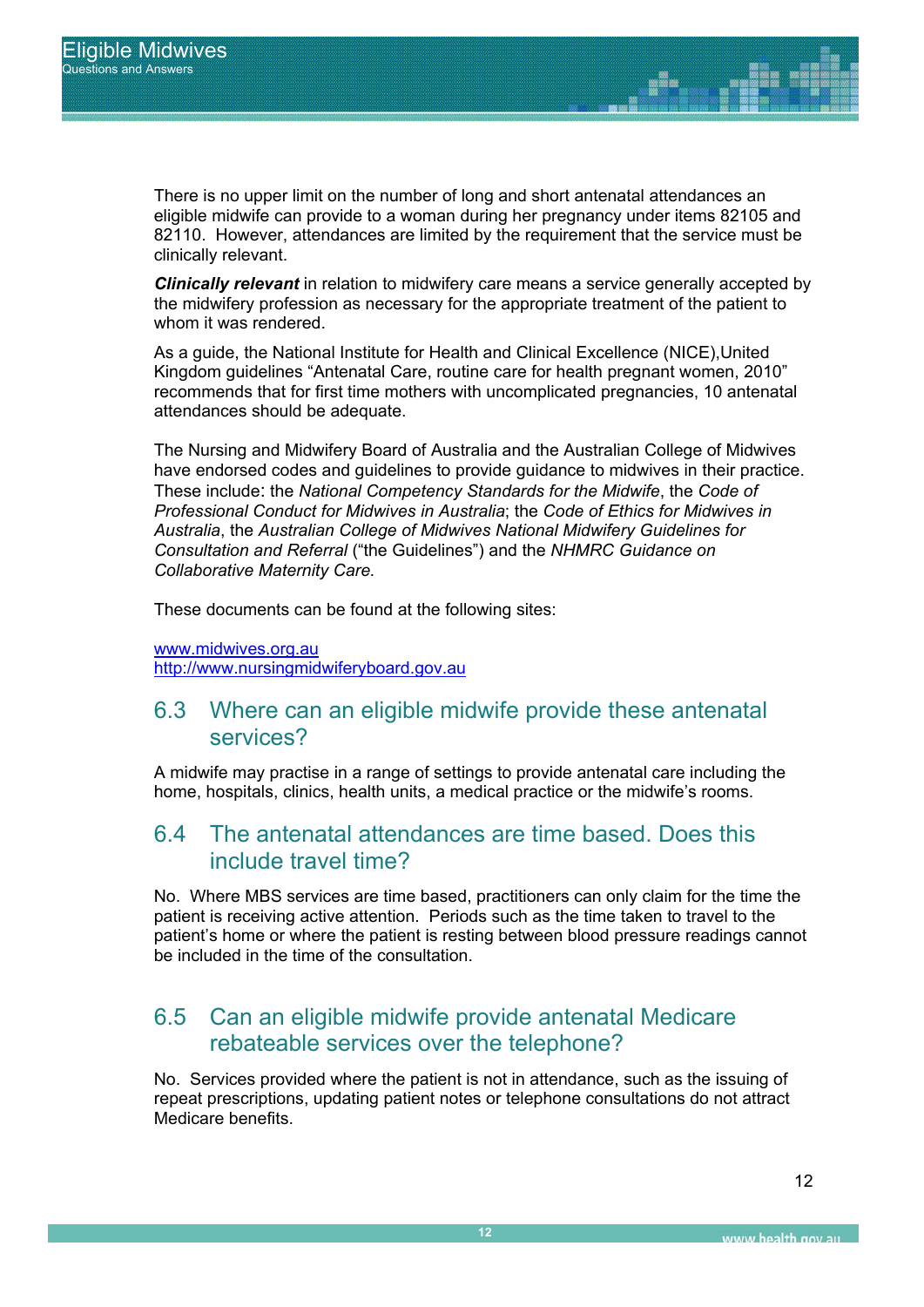There is no upper limit on the number of long and short antenatal attendances an eligible midwife can provide to a woman during her pregnancy under items 82105 and 82110. However, attendances are limited by the requirement that the service must be clinically relevant.

***Clinically relevant*** in relation to midwifery care means a service generally accepted by the midwifery profession as necessary for the appropriate treatment of the patient to whom it was rendered.

As a guide, the National Institute for Health and Clinical Excellence (NICE),United Kingdom guidelines "Antenatal Care, routine care for health pregnant women, 2010" recommends that for first time mothers with uncomplicated pregnancies, 10 antenatal attendances should be adequate.

The Nursing and Midwifery Board of Australia and the Australian College of Midwives have endorsed codes and guidelines to provide guidance to midwives in their practice. These include: the *National Competency Standards for the Midwife*, the *Code of Professional Conduct for Midwives in Australia*; the *Code of Ethics for Midwives in Australia*, the *Australian College of Midwives National Midwifery Guidelines for Consultation and Referral* ("the Guidelines") and the *NHMRC Guidance on Collaborative Maternity Care.*

These documents can be found at the following sites:

www.midwives.org.au
http://www.nursingmidwiferyboard.gov.au

## 6.3 Where can an eligible midwife provide these antenatal services?

A midwife may practise in a range of settings to provide antenatal care including the home, hospitals, clinics, health units, a medical practice or the midwife's rooms.

## 6.4 The antenatal attendances are time based. Does this include travel time?

No. Where MBS services are time based, practitioners can only claim for the time the patient is receiving active attention. Periods such as the time taken to travel to the patient's home or where the patient is resting between blood pressure readings cannot be included in the time of the consultation.

## 6.5 Can an eligible midwife provide antenatal Medicare rebateable services over the telephone?

No. Services provided where the patient is not in attendance, such as the issuing of repeat prescriptions, updating patient notes or telephone consultations do not attract Medicare benefits.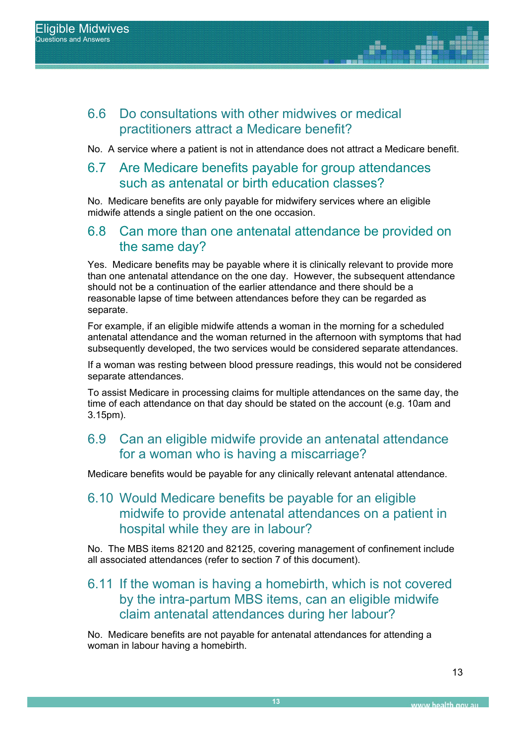## 6.6 Do consultations with other midwives or medical practitioners attract a Medicare benefit?

No. A service where a patient is not in attendance does not attract a Medicare benefit.

## 6.7 Are Medicare benefits payable for group attendances such as antenatal or birth education classes?

No. Medicare benefits are only payable for midwifery services where an eligible midwife attends a single patient on the one occasion.

## 6.8 Can more than one antenatal attendance be provided on the same day?

Yes. Medicare benefits may be payable where it is clinically relevant to provide more than one antenatal attendance on the one day. However, the subsequent attendance should not be a continuation of the earlier attendance and there should be a reasonable lapse of time between attendances before they can be regarded as separate.

For example, if an eligible midwife attends a woman in the morning for a scheduled antenatal attendance and the woman returned in the afternoon with symptoms that had subsequently developed, the two services would be considered separate attendances.

If a woman was resting between blood pressure readings, this would not be considered separate attendances.

To assist Medicare in processing claims for multiple attendances on the same day, the time of each attendance on that day should be stated on the account (e.g. 10am and 3.15pm).

## 6.9 Can an eligible midwife provide an antenatal attendance for a woman who is having a miscarriage?

Medicare benefits would be payable for any clinically relevant antenatal attendance.

## 6.10 Would Medicare benefits be payable for an eligible midwife to provide antenatal attendances on a patient in hospital while they are in labour?

No. The MBS items 82120 and 82125, covering management of confinement include all associated attendances (refer to section 7 of this document).

## 6.11 If the woman is having a homebirth, which is not covered by the intra-partum MBS items, can an eligible midwife claim antenatal attendances during her labour?

No. Medicare benefits are not payable for antenatal attendances for attending a woman in labour having a homebirth.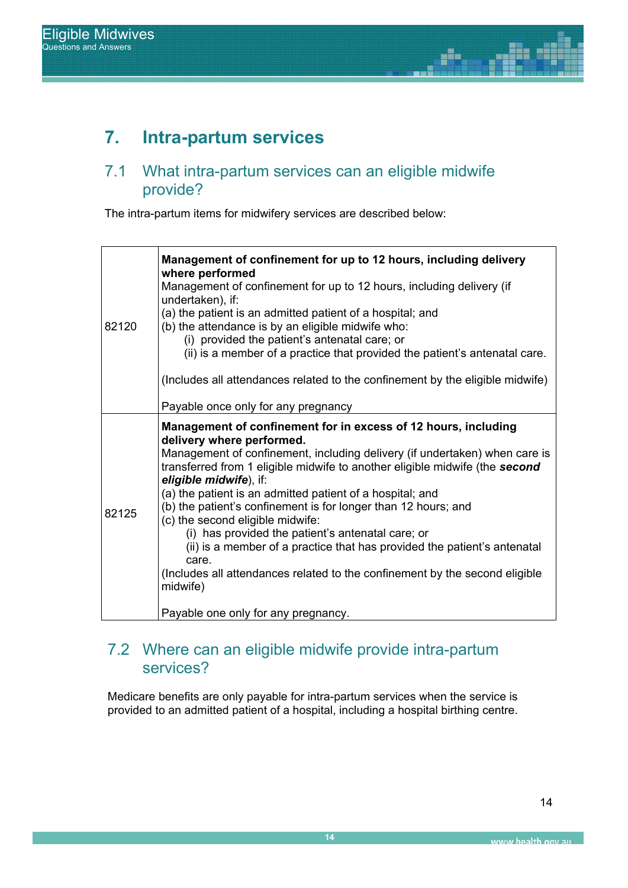# 7. Intra-partum services

## 7.1 What intra-partum services can an eligible midwife provide?

The intra-partum items for midwifery services are described below:

| | |
|---|---|
| 82120 | **Management of confinement for up to 12 hours, including delivery where performed**<br>Management of confinement for up to 12 hours, including delivery (if undertaken), if:<br>(a) the patient is an admitted patient of a hospital; and<br>(b) the attendance is by an eligible midwife who:<br>(i) provided the patient's antenatal care; or<br>(ii) is a member of a practice that provided the patient's antenatal care.<br><br>(Includes all attendances related to the confinement by the eligible midwife)<br><br>Payable once only for any pregnancy |
| 82125 | **Management of confinement for in excess of 12 hours, including delivery where performed.**<br>Management of confinement, including delivery (if undertaken) when care is transferred from 1 eligible midwife to another eligible midwife (the ***second eligible midwife***), if:<br>(a) the patient is an admitted patient of a hospital; and<br>(b) the patient's confinement is for longer than 12 hours; and<br>(c) the second eligible midwife:<br>(i) has provided the patient's antenatal care; or<br>(ii) is a member of a practice that has provided the patient's antenatal care.<br>(Includes all attendances related to the confinement by the second eligible midwife)<br><br>Payable one only for any pregnancy. |

## 7.2 Where can an eligible midwife provide intra-partum services?

Medicare benefits are only payable for intra-partum services when the service is provided to an admitted patient of a hospital, including a hospital birthing centre.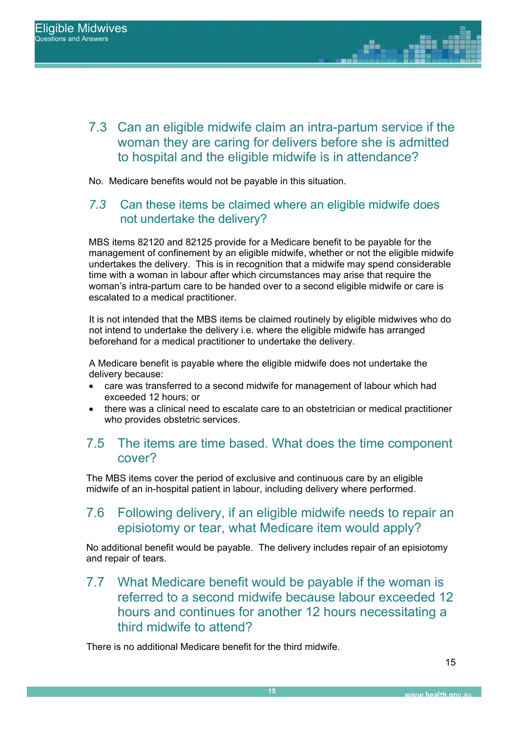## 7.3 Can an eligible midwife claim an intra-partum service if the woman they are caring for delivers before she is admitted to hospital and the eligible midwife is in attendance?

No. Medicare benefits would not be payable in this situation.

## *7.3* Can these items be claimed where an eligible midwife does not undertake the delivery?

MBS items 82120 and 82125 provide for a Medicare benefit to be payable for the management of confinement by an eligible midwife, whether or not the eligible midwife undertakes the delivery. This is in recognition that a midwife may spend considerable time with a woman in labour after which circumstances may arise that require the woman's intra-partum care to be handed over to a second eligible midwife or care is escalated to a medical practitioner.

It is not intended that the MBS items be claimed routinely by eligible midwives who do not intend to undertake the delivery i.e. where the eligible midwife has arranged beforehand for a medical practitioner to undertake the delivery.

A Medicare benefit is payable where the eligible midwife does not undertake the delivery because:

- care was transferred to a second midwife for management of labour which had exceeded 12 hours; or
- there was a clinical need to escalate care to an obstetrician or medical practitioner who provides obstetric services.

## 7.5 The items are time based. What does the time component cover?

The MBS items cover the period of exclusive and continuous care by an eligible midwife of an in-hospital patient in labour, including delivery where performed.

## 7.6 Following delivery, if an eligible midwife needs to repair an episiotomy or tear, what Medicare item would apply?

No additional benefit would be payable. The delivery includes repair of an episiotomy and repair of tears.

## 7.7 What Medicare benefit would be payable if the woman is referred to a second midwife because labour exceeded 12 hours and continues for another 12 hours necessitating a third midwife to attend?

There is no additional Medicare benefit for the third midwife.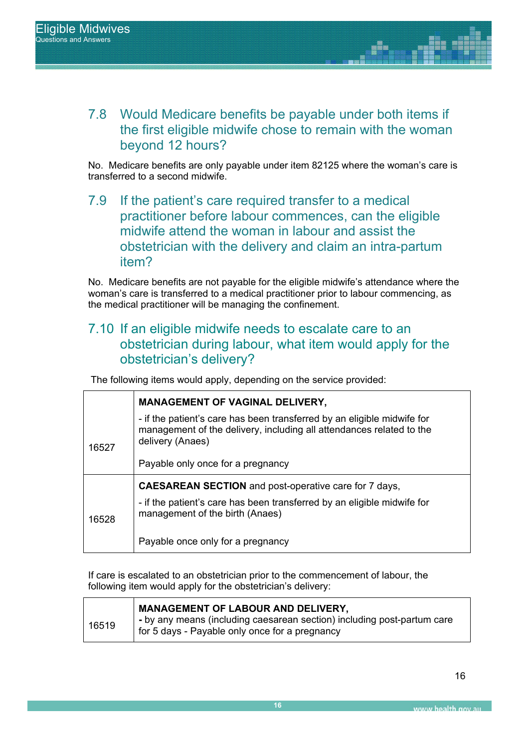## 7.8 Would Medicare benefits be payable under both items if the first eligible midwife chose to remain with the woman beyond 12 hours?

No. Medicare benefits are only payable under item 82125 where the woman's care is transferred to a second midwife.

## 7.9 If the patient's care required transfer to a medical practitioner before labour commences, can the eligible midwife attend the woman in labour and assist the obstetrician with the delivery and claim an intra-partum item?

No. Medicare benefits are not payable for the eligible midwife's attendance where the woman's care is transferred to a medical practitioner prior to labour commencing, as the medical practitioner will be managing the confinement.

## 7.10 If an eligible midwife needs to escalate care to an obstetrician during labour, what item would apply for the obstetrician's delivery?

The following items would apply, depending on the service provided:

| | |
|---|---|
| 16527 | **MANAGEMENT OF VAGINAL DELIVERY,**<br>- if the patient's care has been transferred by an eligible midwife for management of the delivery, including all attendances related to the delivery (Anaes)<br><br>Payable only once for a pregnancy |
| 16528 | **CAESAREAN SECTION** and post-operative care for 7 days,<br>- if the patient's care has been transferred by an eligible midwife for management of the birth (Anaes)<br><br>Payable once only for a pregnancy |

If care is escalated to an obstetrician prior to the commencement of labour, the following item would apply for the obstetrician's delivery:

| | |
|---|---|
| 16519 | **MANAGEMENT OF LABOUR AND DELIVERY,**<br>**-** by any means (including caesarean section) including post-partum care for 5 days - Payable only once for a pregnancy |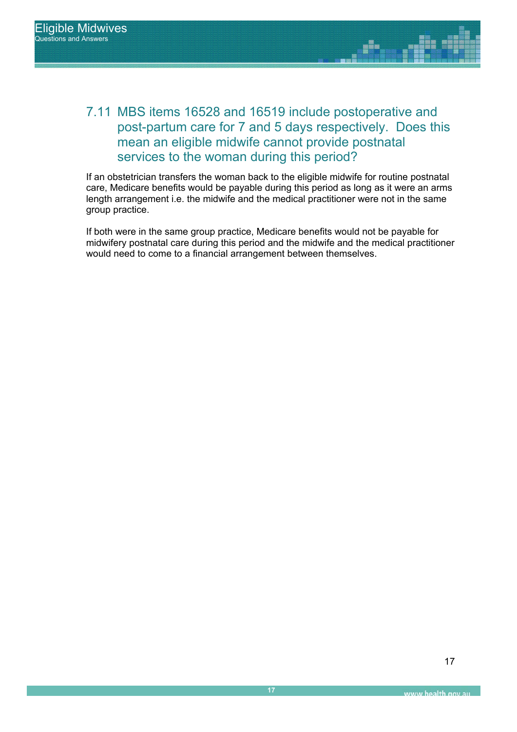## 7.11 MBS items 16528 and 16519 include postoperative and post-partum care for 7 and 5 days respectively. Does this mean an eligible midwife cannot provide postnatal services to the woman during this period?

If an obstetrician transfers the woman back to the eligible midwife for routine postnatal care, Medicare benefits would be payable during this period as long as it were an arms length arrangement i.e. the midwife and the medical practitioner were not in the same group practice.

If both were in the same group practice, Medicare benefits would not be payable for midwifery postnatal care during this period and the midwife and the medical practitioner would need to come to a financial arrangement between themselves.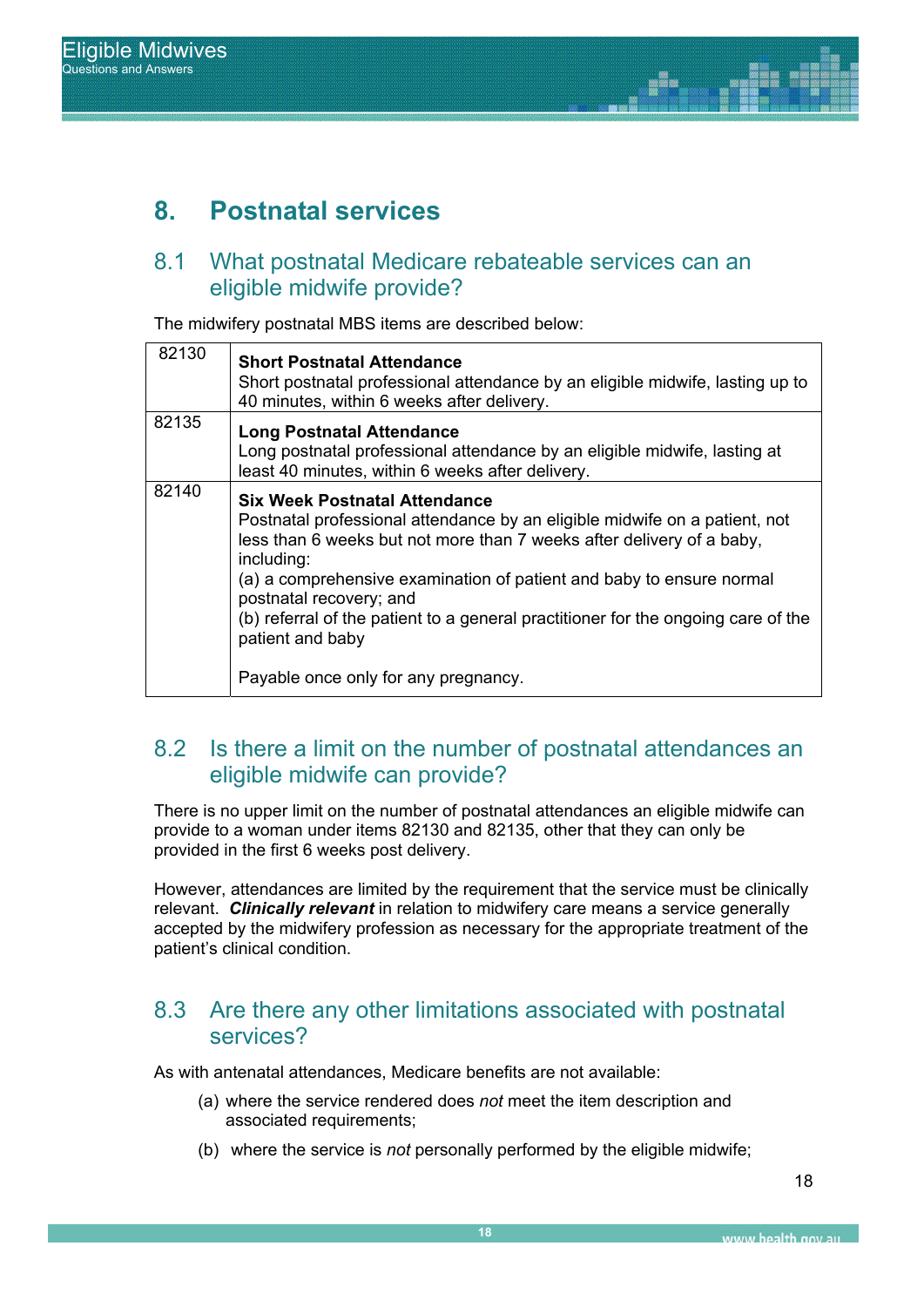# 8. Postnatal services

## 8.1 What postnatal Medicare rebateable services can an eligible midwife provide?

The midwifery postnatal MBS items are described below:

| Item | Description |
|---|---|
| 82130 | **Short Postnatal Attendance**<br>Short postnatal professional attendance by an eligible midwife, lasting up to 40 minutes, within 6 weeks after delivery. |
| 82135 | **Long Postnatal Attendance**<br>Long postnatal professional attendance by an eligible midwife, lasting at least 40 minutes, within 6 weeks after delivery. |
| 82140 | **Six Week Postnatal Attendance**<br>Postnatal professional attendance by an eligible midwife on a patient, not less than 6 weeks but not more than 7 weeks after delivery of a baby, including:<br>(a) a comprehensive examination of patient and baby to ensure normal postnatal recovery; and<br>(b) referral of the patient to a general practitioner for the ongoing care of the patient and baby<br><br>Payable once only for any pregnancy. |

## 8.2 Is there a limit on the number of postnatal attendances an eligible midwife can provide?

There is no upper limit on the number of postnatal attendances an eligible midwife can provide to a woman under items 82130 and 82135, other that they can only be provided in the first 6 weeks post delivery.

However, attendances are limited by the requirement that the service must be clinically relevant. ***Clinically relevant*** in relation to midwifery care means a service generally accepted by the midwifery profession as necessary for the appropriate treatment of the patient's clinical condition.

## 8.3 Are there any other limitations associated with postnatal services?

As with antenatal attendances, Medicare benefits are not available:

(a) where the service rendered does *not* meet the item description and associated requirements;

(b) where the service is *not* personally performed by the eligible midwife;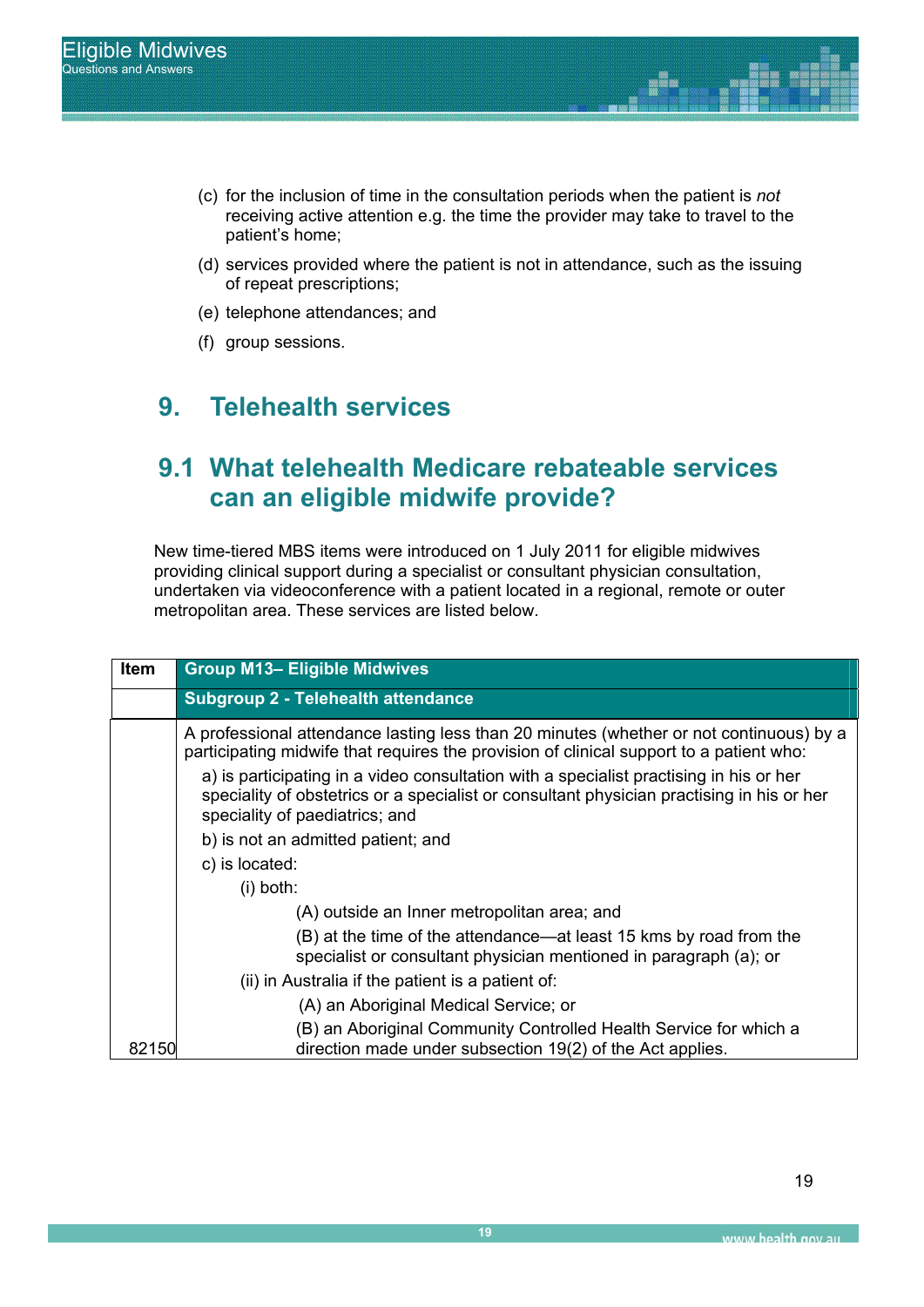(c) for the inclusion of time in the consultation periods when the patient is *not* receiving active attention e.g. the time the provider may take to travel to the patient's home;

(d) services provided where the patient is not in attendance, such as the issuing of repeat prescriptions;

(e) telephone attendances; and

(f) group sessions.

# 9. Telehealth services

## 9.1 What telehealth Medicare rebateable services can an eligible midwife provide?

New time-tiered MBS items were introduced on 1 July 2011 for eligible midwives providing clinical support during a specialist or consultant physician consultation, undertaken via videoconference with a patient located in a regional, remote or outer metropolitan area. These services are listed below.

| Item | Group M13– Eligible Midwives |
|---|---|
| | **Subgroup 2 - Telehealth attendance** |
| 82150 | A professional attendance lasting less than 20 minutes (whether or not continuous) by a participating midwife that requires the provision of clinical support to a patient who:<br>a) is participating in a video consultation with a specialist practising in his or her speciality of obstetrics or a specialist or consultant physician practising in his or her speciality of paediatrics; and<br>b) is not an admitted patient; and<br>c) is located:<br>(i) both:<br>(A) outside an Inner metropolitan area; and<br>(B) at the time of the attendance—at least 15 kms by road from the specialist or consultant physician mentioned in paragraph (a); or<br>(ii) in Australia if the patient is a patient of:<br>(A) an Aboriginal Medical Service; or<br>(B) an Aboriginal Community Controlled Health Service for which a direction made under subsection 19(2) of the Act applies. |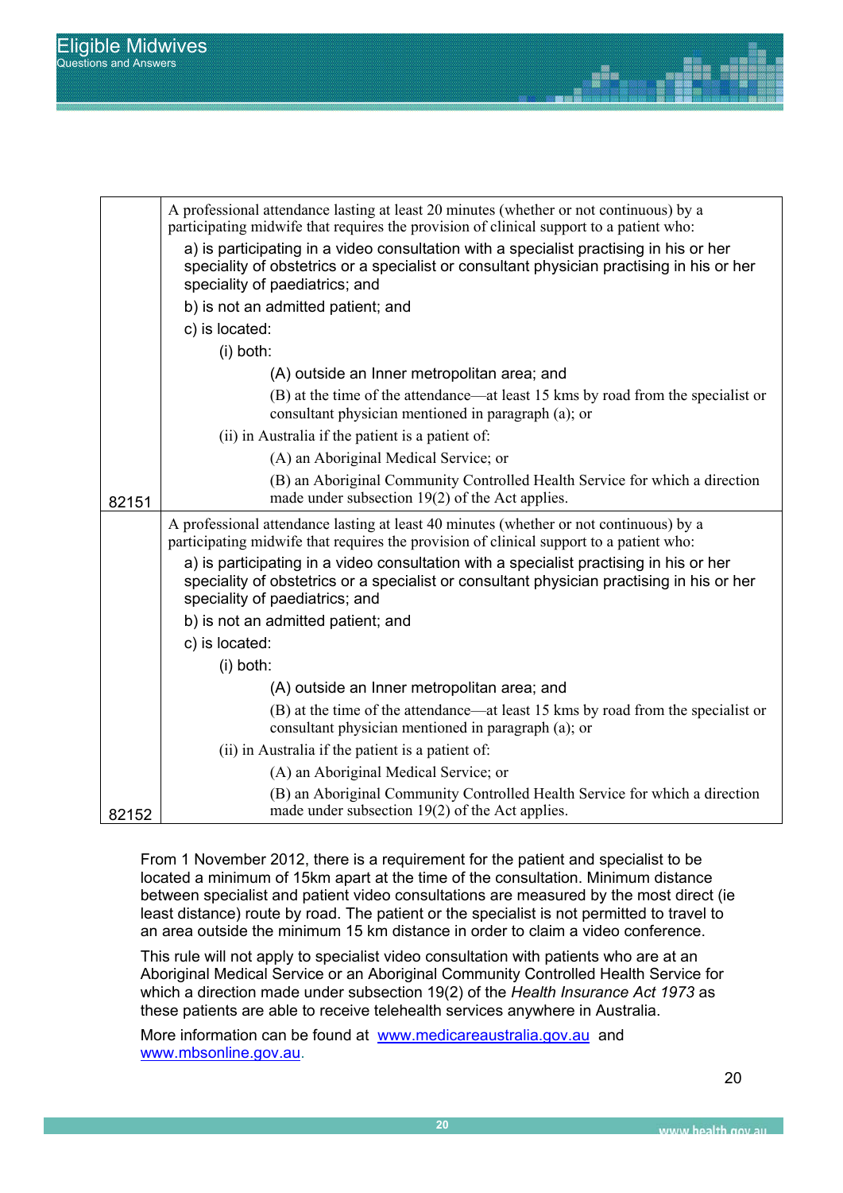| | |
|---|---|
| 82151 | A professional attendance lasting at least 20 minutes (whether or not continuous) by a participating midwife that requires the provision of clinical support to a patient who:<br>a) is participating in a video consultation with a specialist practising in his or her speciality of obstetrics or a specialist or consultant physician practising in his or her speciality of paediatrics; and<br>b) is not an admitted patient; and<br>c) is located:<br>(i) both:<br>(A) outside an Inner metropolitan area; and<br>(B) at the time of the attendance—at least 15 kms by road from the specialist or consultant physician mentioned in paragraph (a); or<br>(ii) in Australia if the patient is a patient of:<br>(A) an Aboriginal Medical Service; or<br>(B) an Aboriginal Community Controlled Health Service for which a direction made under subsection 19(2) of the Act applies. |
| 82152 | A professional attendance lasting at least 40 minutes (whether or not continuous) by a participating midwife that requires the provision of clinical support to a patient who:<br>a) is participating in a video consultation with a specialist practising in his or her speciality of obstetrics or a specialist or consultant physician practising in his or her speciality of paediatrics; and<br>b) is not an admitted patient; and<br>c) is located:<br>(i) both:<br>(A) outside an Inner metropolitan area; and<br>(B) at the time of the attendance—at least 15 kms by road from the specialist or consultant physician mentioned in paragraph (a); or<br>(ii) in Australia if the patient is a patient of:<br>(A) an Aboriginal Medical Service; or<br>(B) an Aboriginal Community Controlled Health Service for which a direction made under subsection 19(2) of the Act applies. |

From 1 November 2012, there is a requirement for the patient and specialist to be located a minimum of 15km apart at the time of the consultation. Minimum distance between specialist and patient video consultations are measured by the most direct (ie least distance) route by road. The patient or the specialist is not permitted to travel to an area outside the minimum 15 km distance in order to claim a video conference.

This rule will not apply to specialist video consultation with patients who are at an Aboriginal Medical Service or an Aboriginal Community Controlled Health Service for which a direction made under subsection 19(2) of the *Health Insurance Act 1973* as these patients are able to receive telehealth services anywhere in Australia.

More information can be found at [www.medicareaustralia.gov.au](http://www.medicareaustralia.gov.au) and [www.mbsonline.gov.au](http://www.mbsonline.gov.au).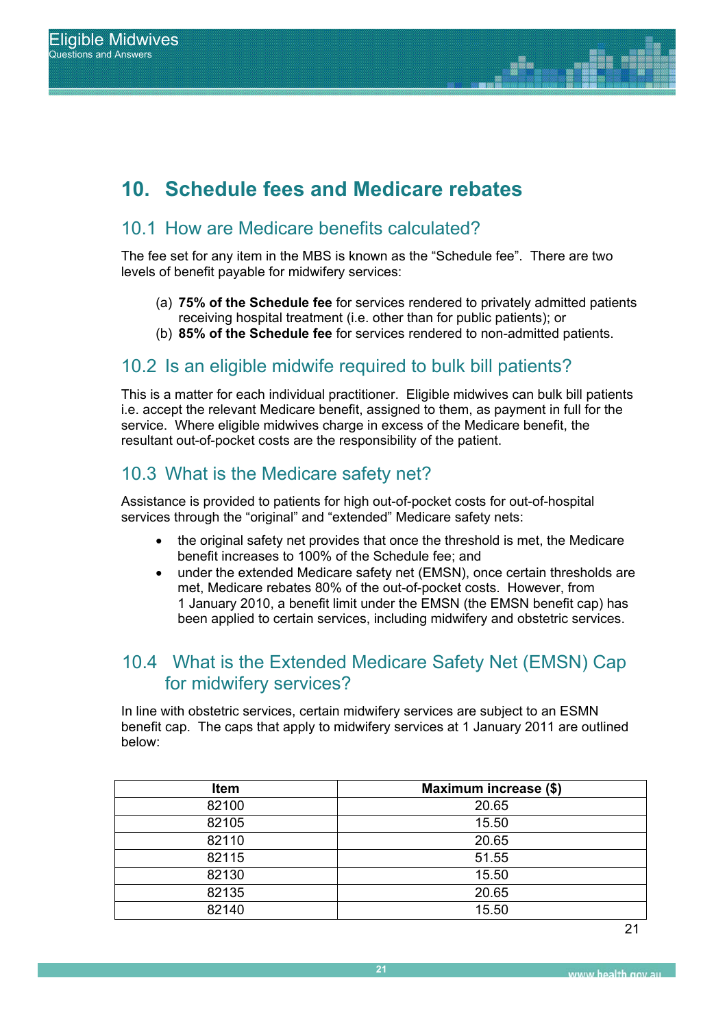# 10. Schedule fees and Medicare rebates

## 10.1 How are Medicare benefits calculated?

The fee set for any item in the MBS is known as the “Schedule fee”. There are two levels of benefit payable for midwifery services:

(a) **75% of the Schedule fee** for services rendered to privately admitted patients receiving hospital treatment (i.e. other than for public patients); or
(b) **85% of the Schedule fee** for services rendered to non-admitted patients.

## 10.2 Is an eligible midwife required to bulk bill patients?

This is a matter for each individual practitioner. Eligible midwives can bulk bill patients i.e. accept the relevant Medicare benefit, assigned to them, as payment in full for the service. Where eligible midwives charge in excess of the Medicare benefit, the resultant out-of-pocket costs are the responsibility of the patient.

## 10.3 What is the Medicare safety net?

Assistance is provided to patients for high out-of-pocket costs for out-of-hospital services through the “original” and “extended” Medicare safety nets:

- the original safety net provides that once the threshold is met, the Medicare benefit increases to 100% of the Schedule fee; and
- under the extended Medicare safety net (EMSN), once certain thresholds are met, Medicare rebates 80% of the out-of-pocket costs. However, from 1 January 2010, a benefit limit under the EMSN (the EMSN benefit cap) has been applied to certain services, including midwifery and obstetric services.

## 10.4 What is the Extended Medicare Safety Net (EMSN) Cap for midwifery services?

In line with obstetric services, certain midwifery services are subject to an ESMN benefit cap. The caps that apply to midwifery services at 1 January 2011 are outlined below:

| Item | Maximum increase ($) |
|---|---|
| 82100 | 20.65 |
| 82105 | 15.50 |
| 82110 | 20.65 |
| 82115 | 51.55 |
| 82130 | 15.50 |
| 82135 | 20.65 |
| 82140 | 15.50 |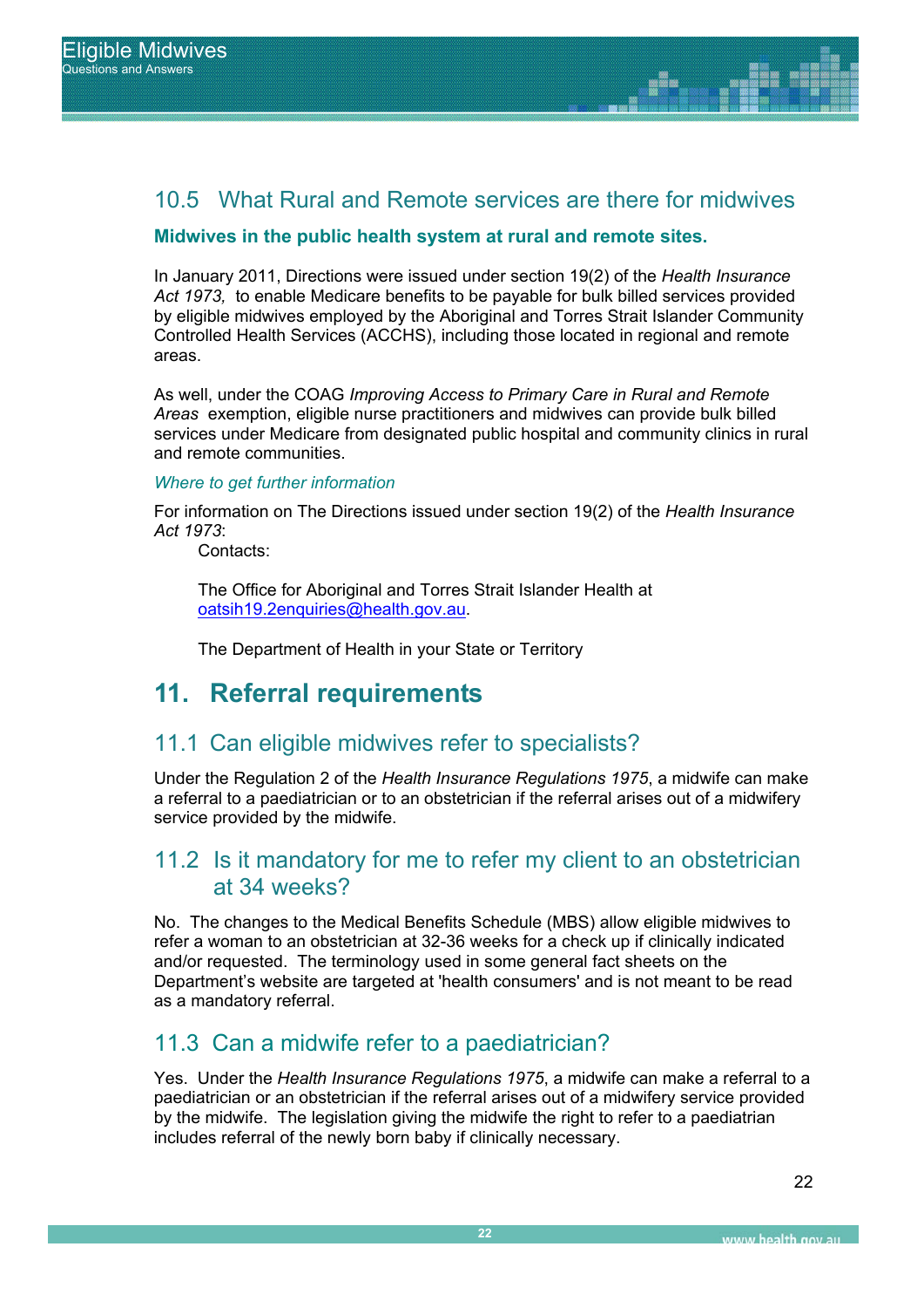## 10.5 What Rural and Remote services are there for midwives

**Midwives in the public health system at rural and remote sites.**

In January 2011, Directions were issued under section 19(2) of the *Health Insurance Act 1973,* to enable Medicare benefits to be payable for bulk billed services provided by eligible midwives employed by the Aboriginal and Torres Strait Islander Community Controlled Health Services (ACCHS), including those located in regional and remote areas.

As well, under the COAG *Improving Access to Primary Care in Rural and Remote Areas* exemption, eligible nurse practitioners and midwives can provide bulk billed services under Medicare from designated public hospital and community clinics in rural and remote communities.

*Where to get further information*

For information on The Directions issued under section 19(2) of the *Health Insurance Act 1973*:

Contacts:

The Office for Aboriginal and Torres Strait Islander Health at oatsih19.2enquiries@health.gov.au.

The Department of Health in your State or Territory

# 11. Referral requirements

## 11.1 Can eligible midwives refer to specialists?

Under the Regulation 2 of the *Health Insurance Regulations 1975*, a midwife can make a referral to a paediatrician or to an obstetrician if the referral arises out of a midwifery service provided by the midwife.

## 11.2 Is it mandatory for me to refer my client to an obstetrician at 34 weeks?

No. The changes to the Medical Benefits Schedule (MBS) allow eligible midwives to refer a woman to an obstetrician at 32-36 weeks for a check up if clinically indicated and/or requested. The terminology used in some general fact sheets on the Department's website are targeted at 'health consumers' and is not meant to be read as a mandatory referral.

## 11.3 Can a midwife refer to a paediatrician?

Yes. Under the *Health Insurance Regulations 1975*, a midwife can make a referral to a paediatrician or an obstetrician if the referral arises out of a midwifery service provided by the midwife. The legislation giving the midwife the right to refer to a paediatrian includes referral of the newly born baby if clinically necessary.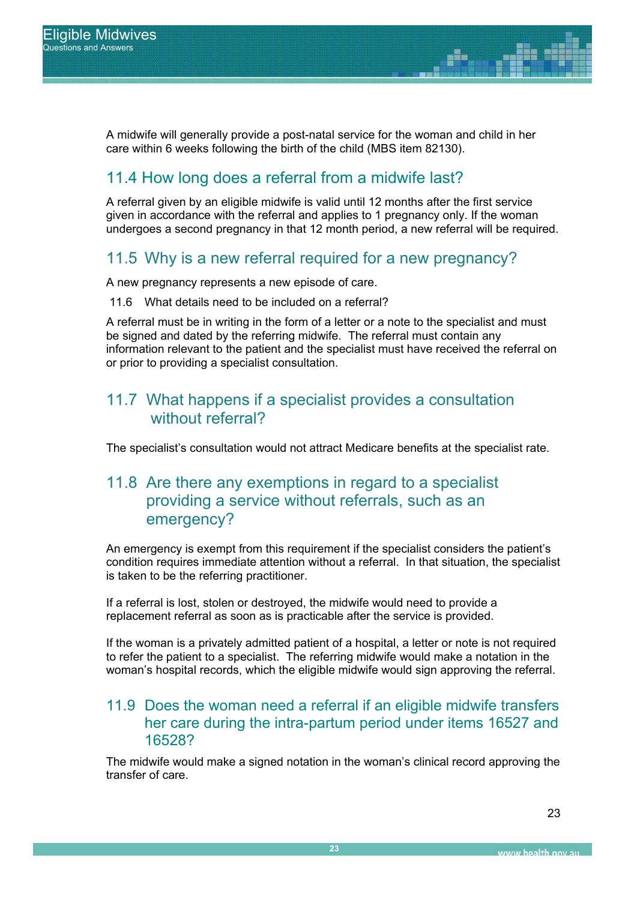A midwife will generally provide a post-natal service for the woman and child in her care within 6 weeks following the birth of the child (MBS item 82130).

## 11.4 How long does a referral from a midwife last?

A referral given by an eligible midwife is valid until 12 months after the first service given in accordance with the referral and applies to 1 pregnancy only. If the woman undergoes a second pregnancy in that 12 month period, a new referral will be required.

## 11.5 Why is a new referral required for a new pregnancy?

A new pregnancy represents a new episode of care.

11.6 What details need to be included on a referral?

A referral must be in writing in the form of a letter or a note to the specialist and must be signed and dated by the referring midwife. The referral must contain any information relevant to the patient and the specialist must have received the referral on or prior to providing a specialist consultation.

## 11.7 What happens if a specialist provides a consultation without referral?

The specialist's consultation would not attract Medicare benefits at the specialist rate.

## 11.8 Are there any exemptions in regard to a specialist providing a service without referrals, such as an emergency?

An emergency is exempt from this requirement if the specialist considers the patient's condition requires immediate attention without a referral. In that situation, the specialist is taken to be the referring practitioner.

If a referral is lost, stolen or destroyed, the midwife would need to provide a replacement referral as soon as is practicable after the service is provided.

If the woman is a privately admitted patient of a hospital, a letter or note is not required to refer the patient to a specialist. The referring midwife would make a notation in the woman's hospital records, which the eligible midwife would sign approving the referral.

## 11.9 Does the woman need a referral if an eligible midwife transfers her care during the intra-partum period under items 16527 and 16528?

The midwife would make a signed notation in the woman's clinical record approving the transfer of care.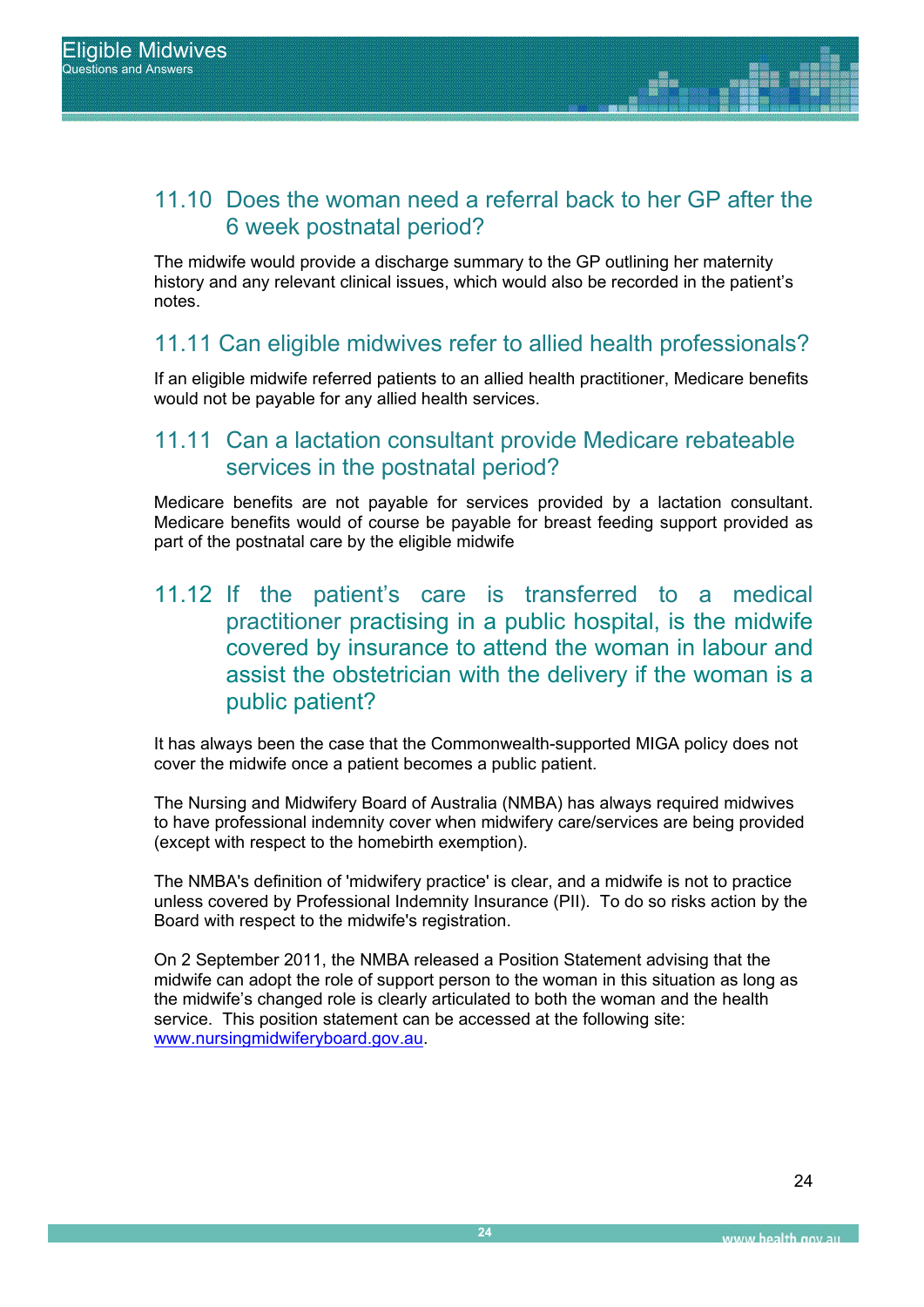## 11.10 Does the woman need a referral back to her GP after the 6 week postnatal period?

The midwife would provide a discharge summary to the GP outlining her maternity history and any relevant clinical issues, which would also be recorded in the patient's notes.

## 11.11 Can eligible midwives refer to allied health professionals?

If an eligible midwife referred patients to an allied health practitioner, Medicare benefits would not be payable for any allied health services.

## 11.11 Can a lactation consultant provide Medicare rebateable services in the postnatal period?

Medicare benefits are not payable for services provided by a lactation consultant. Medicare benefits would of course be payable for breast feeding support provided as part of the postnatal care by the eligible midwife

## 11.12 If the patient's care is transferred to a medical practitioner practising in a public hospital, is the midwife covered by insurance to attend the woman in labour and assist the obstetrician with the delivery if the woman is a public patient?

It has always been the case that the Commonwealth-supported MIGA policy does not cover the midwife once a patient becomes a public patient.

The Nursing and Midwifery Board of Australia (NMBA) has always required midwives to have professional indemnity cover when midwifery care/services are being provided (except with respect to the homebirth exemption).

The NMBA's definition of 'midwifery practice' is clear, and a midwife is not to practice unless covered by Professional Indemnity Insurance (PII). To do so risks action by the Board with respect to the midwife's registration.

On 2 September 2011, the NMBA released a Position Statement advising that the midwife can adopt the role of support person to the woman in this situation as long as the midwife's changed role is clearly articulated to both the woman and the health service. This position statement can be accessed at the following site: [www.nursingmidwiferyboard.gov.au](http://www.nursingmidwiferyboard.gov.au).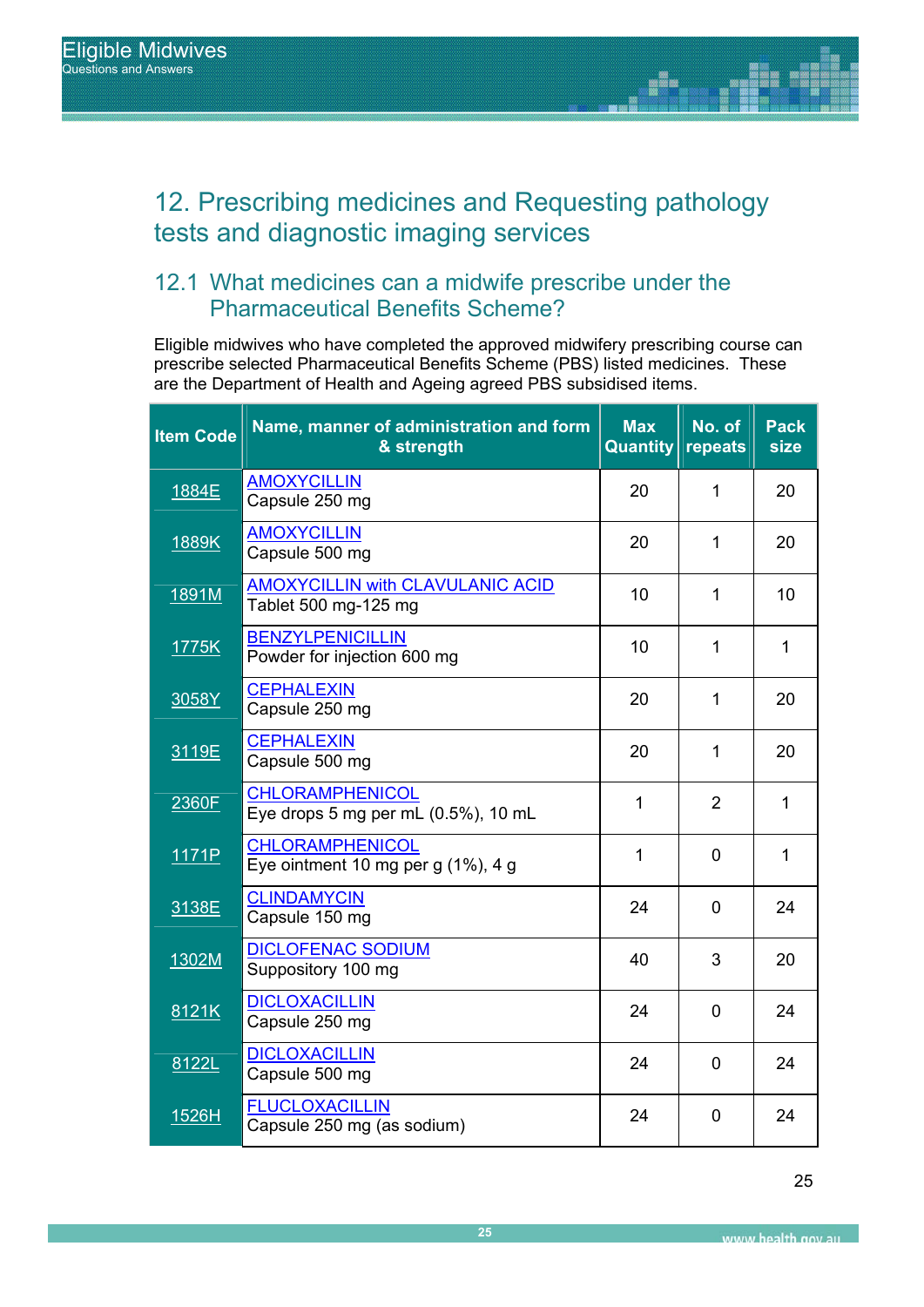# 12. Prescribing medicines and Requesting pathology tests and diagnostic imaging services

## 12.1 What medicines can a midwife prescribe under the Pharmaceutical Benefits Scheme?

Eligible midwives who have completed the approved midwifery prescribing course can prescribe selected Pharmaceutical Benefits Scheme (PBS) listed medicines. These are the Department of Health and Ageing agreed PBS subsidised items.

| Item Code | Name, manner of administration and form & strength | Max Quantity | No. of repeats | Pack size |
|---|---|---|---|---|
| 1884E | AMOXYCILLIN<br>Capsule 250 mg | 20 | 1 | 20 |
| 1889K | AMOXYCILLIN<br>Capsule 500 mg | 20 | 1 | 20 |
| 1891M | AMOXYCILLIN with CLAVULANIC ACID<br>Tablet 500 mg-125 mg | 10 | 1 | 10 |
| 1775K | BENZYLPENICILLIN<br>Powder for injection 600 mg | 10 | 1 | 1 |
| 3058Y | CEPHALEXIN<br>Capsule 250 mg | 20 | 1 | 20 |
| 3119E | CEPHALEXIN<br>Capsule 500 mg | 20 | 1 | 20 |
| 2360F | CHLORAMPHENICOL<br>Eye drops 5 mg per mL (0.5%), 10 mL | 1 | 2 | 1 |
| 1171P | CHLORAMPHENICOL<br>Eye ointment 10 mg per g (1%), 4 g | 1 | 0 | 1 |
| 3138E | CLINDAMYCIN<br>Capsule 150 mg | 24 | 0 | 24 |
| 1302M | DICLOFENAC SODIUM<br>Suppository 100 mg | 40 | 3 | 20 |
| 8121K | DICLOXACILLIN<br>Capsule 250 mg | 24 | 0 | 24 |
| 8122L | DICLOXACILLIN<br>Capsule 500 mg | 24 | 0 | 24 |
| 1526H | FLUCLOXACILLIN<br>Capsule 250 mg (as sodium) | 24 | 0 | 24 |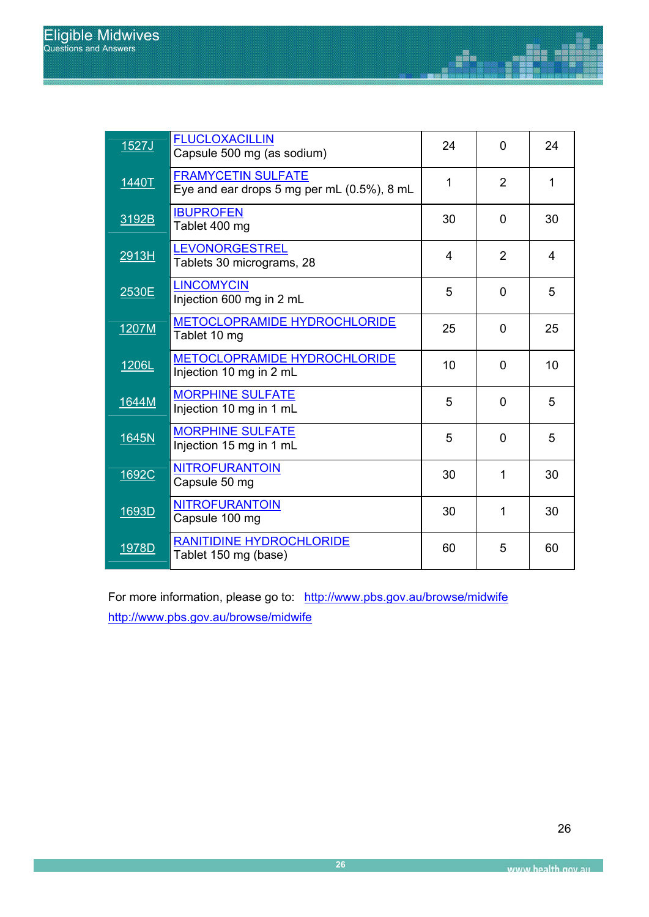| | | | | |
|---|---|---|---|---|
| 1527J | FLUCLOXACILLIN<br>Capsule 500 mg (as sodium) | 24 | 0 | 24 |
| 1440T | FRAMYCETIN SULFATE<br>Eye and ear drops 5 mg per mL (0.5%), 8 mL | 1 | 2 | 1 |
| 3192B | IBUPROFEN<br>Tablet 400 mg | 30 | 0 | 30 |
| 2913H | LEVONORGESTREL<br>Tablets 30 micrograms, 28 | 4 | 2 | 4 |
| 2530E | LINCOMYCIN<br>Injection 600 mg in 2 mL | 5 | 0 | 5 |
| 1207M | METOCLOPRAMIDE HYDROCHLORIDE<br>Tablet 10 mg | 25 | 0 | 25 |
| 1206L | METOCLOPRAMIDE HYDROCHLORIDE<br>Injection 10 mg in 2 mL | 10 | 0 | 10 |
| 1644M | MORPHINE SULFATE<br>Injection 10 mg in 1 mL | 5 | 0 | 5 |
| 1645N | MORPHINE SULFATE<br>Injection 15 mg in 1 mL | 5 | 0 | 5 |
| 1692C | NITROFURANTOIN<br>Capsule 50 mg | 30 | 1 | 30 |
| 1693D | NITROFURANTOIN<br>Capsule 100 mg | 30 | 1 | 30 |
| 1978D | RANITIDINE HYDROCHLORIDE<br>Tablet 150 mg (base) | 60 | 5 | 60 |

For more information, please go to: http://www.pbs.gov.au/browse/midwife http://www.pbs.gov.au/browse/midwife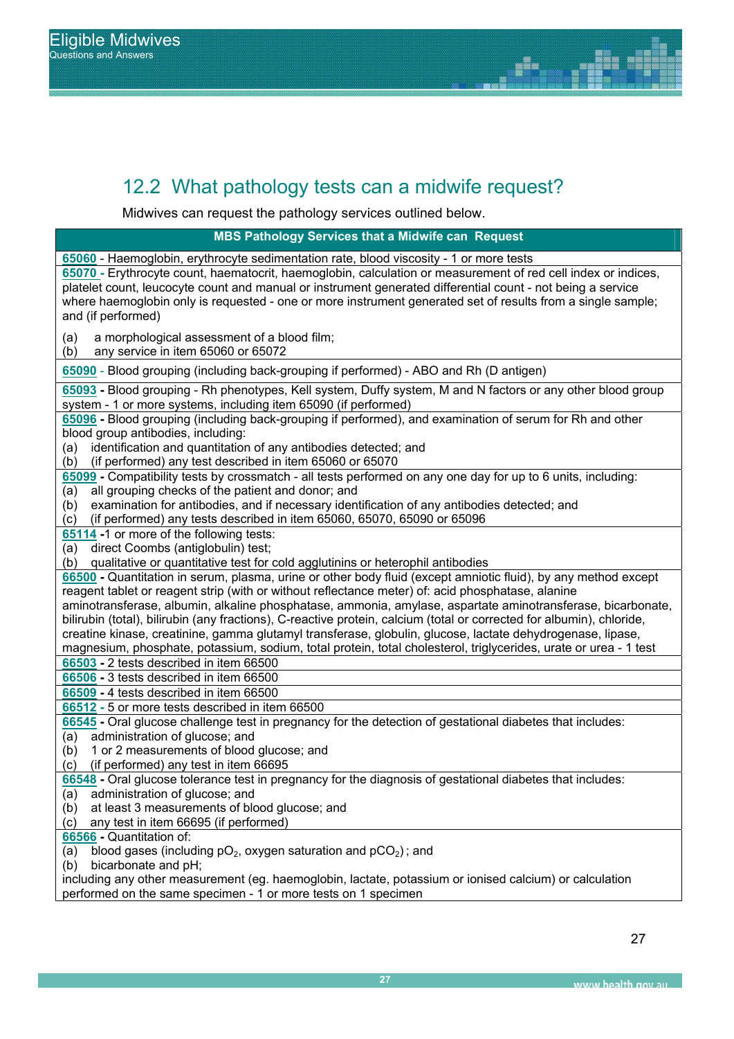## 12.2 What pathology tests can a midwife request?

Midwives can request the pathology services outlined below.

| MBS Pathology Services that a Midwife can Request |
|---|
| **65060** - Haemoglobin, erythrocyte sedimentation rate, blood viscosity - 1 or more tests |
| **65070** - Erythrocyte count, haematocrit, haemoglobin, calculation or measurement of red cell index or indices, platelet count, leucocyte count and manual or instrument generated differential count - not being a service where haemoglobin only is requested - one or more instrument generated set of results from a single sample; and (if performed)<br>(a) a morphological assessment of a blood film;<br>(b) any service in item 65060 or 65072 |
| **65090** - Blood grouping (including back-grouping if performed) - ABO and Rh (D antigen) |
| **65093** - Blood grouping - Rh phenotypes, Kell system, Duffy system, M and N factors or any other blood group system - 1 or more systems, including item 65090 (if performed) |
| **65096** - Blood grouping (including back-grouping if performed), and examination of serum for Rh and other blood group antibodies, including:<br>(a) identification and quantitation of any antibodies detected; and<br>(b) (if performed) any test described in item 65060 or 65070 |
| **65099** - Compatibility tests by crossmatch - all tests performed on any one day for up to 6 units, including:<br>(a) all grouping checks of the patient and donor; and<br>(b) examination for antibodies, and if necessary identification of any antibodies detected; and<br>(c) (if performed) any tests described in item 65060, 65070, 65090 or 65096 |
| **65114** -1 or more of the following tests:<br>(a) direct Coombs (antiglobulin) test;<br>(b) qualitative or quantitative test for cold agglutinins or heterophil antibodies |
| **66500** - Quantitation in serum, plasma, urine or other body fluid (except amniotic fluid), by any method except reagent tablet or reagent strip (with or without reflectance meter) of: acid phosphatase, alanine aminotransferase, albumin, alkaline phosphatase, ammonia, amylase, aspartate aminotransferase, bicarbonate, bilirubin (total), bilirubin (any fractions), C-reactive protein, calcium (total or corrected for albumin), chloride, creatine kinase, creatinine, gamma glutamyl transferase, globulin, glucose, lactate dehydrogenase, lipase, magnesium, phosphate, potassium, sodium, total protein, total cholesterol, triglycerides, urate or urea - 1 test |
| **66503** - 2 tests described in item 66500 |
| **66506** - 3 tests described in item 66500 |
| **66509** - 4 tests described in item 66500 |
| **66512** - 5 or more tests described in item 66500 |
| **66545** - Oral glucose challenge test in pregnancy for the detection of gestational diabetes that includes:<br>(a) administration of glucose; and<br>(b) 1 or 2 measurements of blood glucose; and<br>(c) (if performed) any test in item 66695 |
| **66548** - Oral glucose tolerance test in pregnancy for the diagnosis of gestational diabetes that includes:<br>(a) administration of glucose; and<br>(b) at least 3 measurements of blood glucose; and<br>(c) any test in item 66695 (if performed) |
| **66566** - Quantitation of:<br>(a) blood gases (including $pO_2$, oxygen saturation and $pCO_2$) ; and<br>(b) bicarbonate and pH;<br>including any other measurement (eg. haemoglobin, lactate, potassium or ionised calcium) or calculation performed on the same specimen - 1 or more tests on 1 specimen |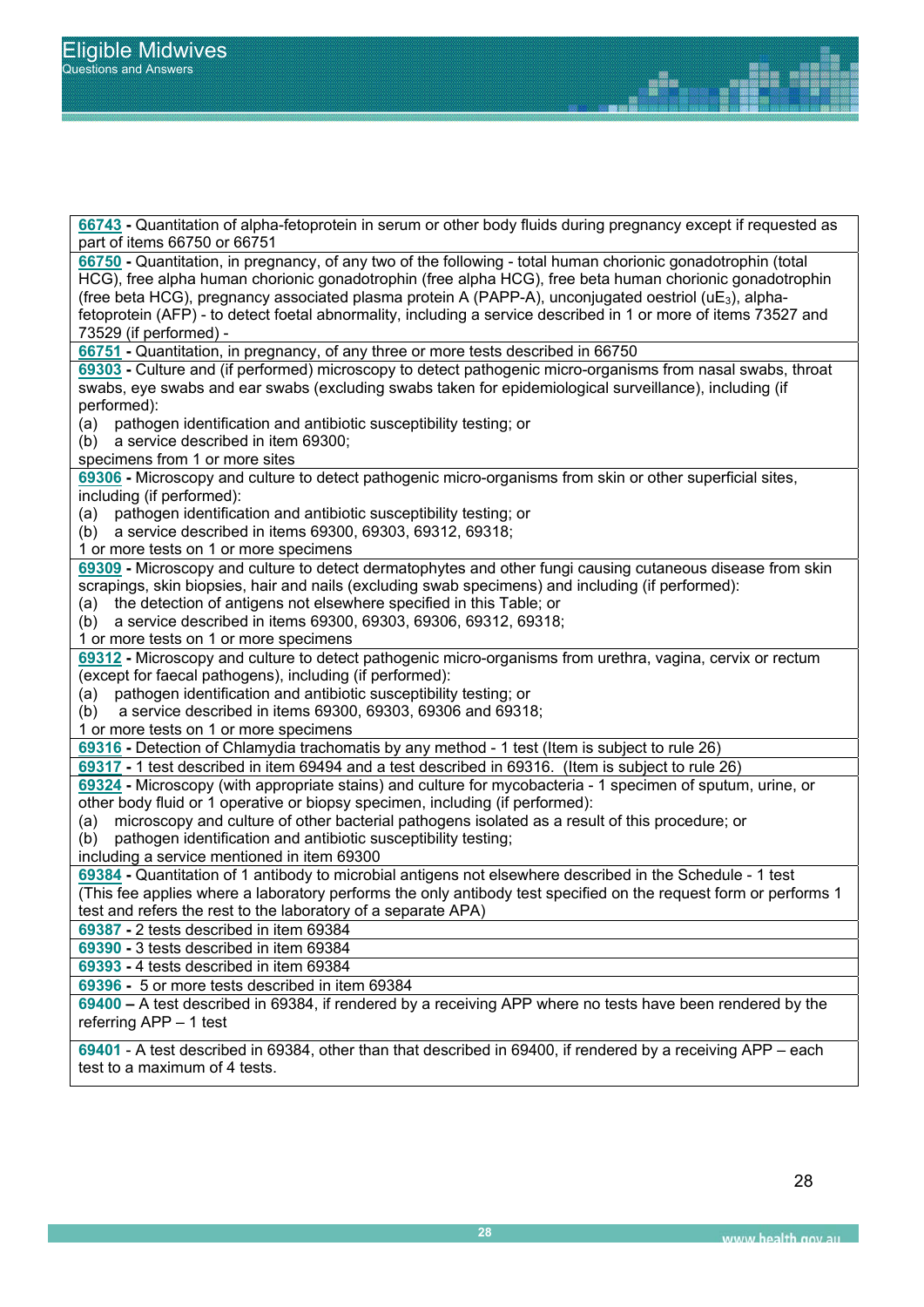| |
|---|
| **66743** - Quantitation of alpha-fetoprotein in serum or other body fluids during pregnancy except if requested as part of items 66750 or 66751 |
| **66750** - Quantitation, in pregnancy, of any two of the following - total human chorionic gonadotrophin (total HCG), free alpha human chorionic gonadotrophin (free alpha HCG), free beta human chorionic gonadotrophin (free beta HCG), pregnancy associated plasma protein A (PAPP-A), unconjugated oestriol ($uE_3$), alpha-fetoprotein (AFP) - to detect foetal abnormality, including a service described in 1 or more of items 73527 and 73529 (if performed) - |
| **66751** - Quantitation, in pregnancy, of any three or more tests described in 66750 |
| **69303** - Culture and (if performed) microscopy to detect pathogenic micro-organisms from nasal swabs, throat swabs, eye swabs and ear swabs (excluding swabs taken for epidemiological surveillance), including (if performed):<br>(a) pathogen identification and antibiotic susceptibility testing; or<br>(b) a service described in item 69300;<br>specimens from 1 or more sites |
| **69306** - Microscopy and culture to detect pathogenic micro-organisms from skin or other superficial sites, including (if performed):<br>(a) pathogen identification and antibiotic susceptibility testing; or<br>(b) a service described in items 69300, 69303, 69312, 69318;<br>1 or more tests on 1 or more specimens |
| **69309** - Microscopy and culture to detect dermatophytes and other fungi causing cutaneous disease from skin scrapings, skin biopsies, hair and nails (excluding swab specimens) and including (if performed):<br>(a) the detection of antigens not elsewhere specified in this Table; or<br>(b) a service described in items 69300, 69303, 69306, 69312, 69318;<br>1 or more tests on 1 or more specimens |
| **69312** - Microscopy and culture to detect pathogenic micro-organisms from urethra, vagina, cervix or rectum (except for faecal pathogens), including (if performed):<br>(a) pathogen identification and antibiotic susceptibility testing; or<br>(b) a service described in items 69300, 69303, 69306 and 69318;<br>1 or more tests on 1 or more specimens |
| **69316** - Detection of Chlamydia trachomatis by any method - 1 test (Item is subject to rule 26) |
| **69317** - 1 test described in item 69494 and a test described in 69316. (Item is subject to rule 26) |
| **69324** - Microscopy (with appropriate stains) and culture for mycobacteria - 1 specimen of sputum, urine, or other body fluid or 1 operative or biopsy specimen, including (if performed):<br>(a) microscopy and culture of other bacterial pathogens isolated as a result of this procedure; or<br>(b) pathogen identification and antibiotic susceptibility testing;<br>including a service mentioned in item 69300 |
| **69384** - Quantitation of 1 antibody to microbial antigens not elsewhere described in the Schedule - 1 test (This fee applies where a laboratory performs the only antibody test specified on the request form or performs 1 test and refers the rest to the laboratory of a separate APA) |
| **69387** - 2 tests described in item 69384 |
| **69390** - 3 tests described in item 69384 |
| **69393** - 4 tests described in item 69384 |
| **69396** - 5 or more tests described in item 69384 |
| **69400** – A test described in 69384, if rendered by a receiving APP where no tests have been rendered by the referring APP – 1 test |
| **69401** - A test described in 69384, other than that described in 69400, if rendered by a receiving APP – each test to a maximum of 4 tests. |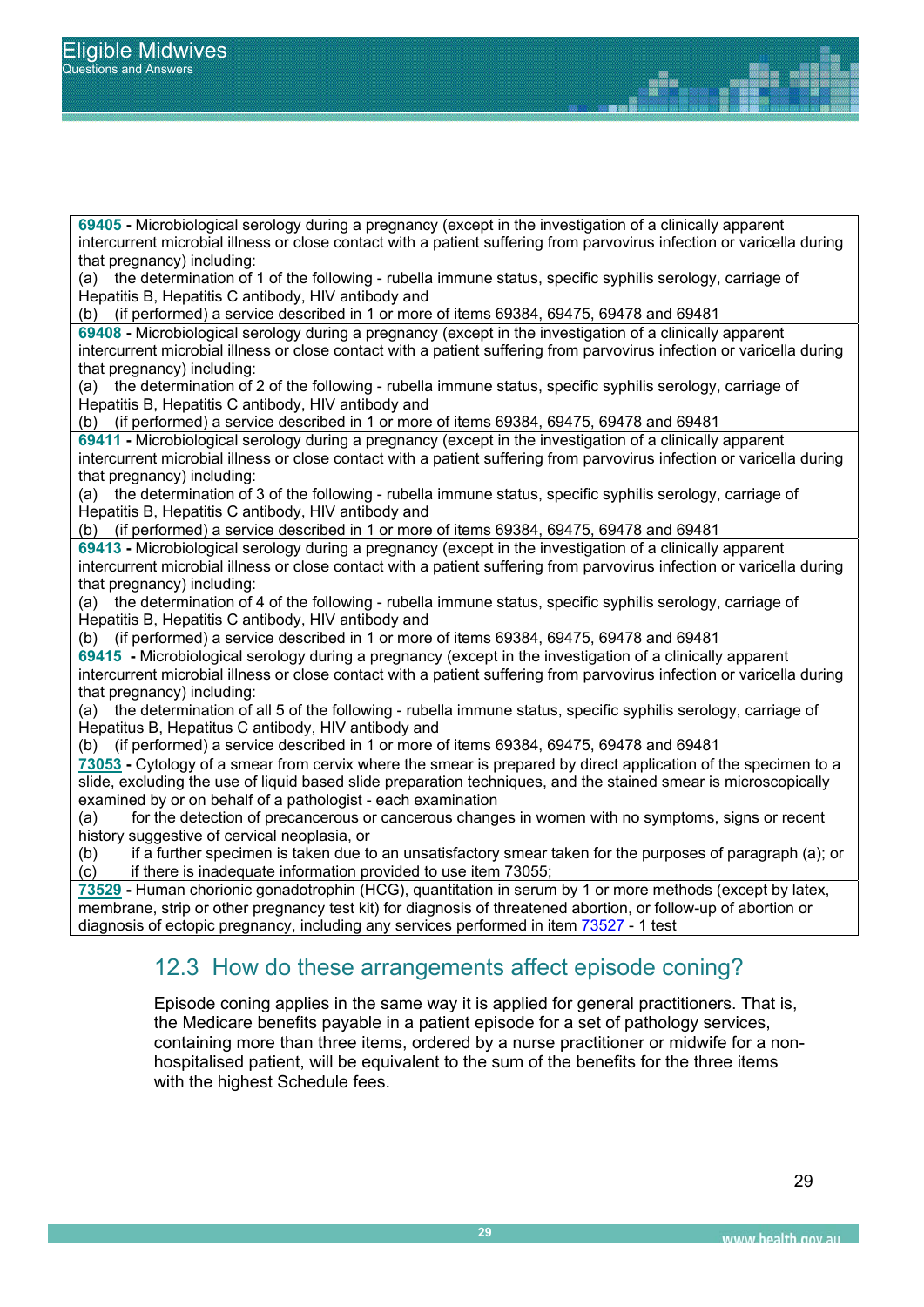| |
|---|
| **69405 -** Microbiological serology during a pregnancy (except in the investigation of a clinically apparent intercurrent microbial illness or close contact with a patient suffering from parvovirus infection or varicella during that pregnancy) including:<br>(a) the determination of 1 of the following - rubella immune status, specific syphilis serology, carriage of Hepatitis B, Hepatitis C antibody, HIV antibody and<br>(b) (if performed) a service described in 1 or more of items 69384, 69475, 69478 and 69481 |
| **69408 -** Microbiological serology during a pregnancy (except in the investigation of a clinically apparent intercurrent microbial illness or close contact with a patient suffering from parvovirus infection or varicella during that pregnancy) including:<br>(a) the determination of 2 of the following - rubella immune status, specific syphilis serology, carriage of Hepatitis B, Hepatitis C antibody, HIV antibody and<br>(b) (if performed) a service described in 1 or more of items 69384, 69475, 69478 and 69481 |
| **69411 -** Microbiological serology during a pregnancy (except in the investigation of a clinically apparent intercurrent microbial illness or close contact with a patient suffering from parvovirus infection or varicella during that pregnancy) including:<br>(a) the determination of 3 of the following - rubella immune status, specific syphilis serology, carriage of Hepatitis B, Hepatitis C antibody, HIV antibody and<br>(b) (if performed) a service described in 1 or more of items 69384, 69475, 69478 and 69481 |
| **69413 -** Microbiological serology during a pregnancy (except in the investigation of a clinically apparent intercurrent microbial illness or close contact with a patient suffering from parvovirus infection or varicella during that pregnancy) including:<br>(a) the determination of 4 of the following - rubella immune status, specific syphilis serology, carriage of Hepatitis B, Hepatitis C antibody, HIV antibody and<br>(b) (if performed) a service described in 1 or more of items 69384, 69475, 69478 and 69481 |
| **69415 -** Microbiological serology during a pregnancy (except in the investigation of a clinically apparent intercurrent microbial illness or close contact with a patient suffering from parvovirus infection or varicella during that pregnancy) including:<br>(a) the determination of all 5 of the following - rubella immune status, specific syphilis serology, carriage of Hepatitus B, Hepatitus C antibody, HIV antibody and<br>(b) (if performed) a service described in 1 or more of items 69384, 69475, 69478 and 69481 |
| **73053 -** Cytology of a smear from cervix where the smear is prepared by direct application of the specimen to a slide, excluding the use of liquid based slide preparation techniques, and the stained smear is microscopically examined by or on behalf of a pathologist - each examination<br>(a) for the detection of precancerous or cancerous changes in women with no symptoms, signs or recent history suggestive of cervical neoplasia, or<br>(b) if a further specimen is taken due to an unsatisfactory smear taken for the purposes of paragraph (a); or<br>(c) if there is inadequate information provided to use item 73055; |
| **73529 -** Human chorionic gonadotrophin (HCG), quantitation in serum by 1 or more methods (except by latex, membrane, strip or other pregnancy test kit) for diagnosis of threatened abortion, or follow-up of abortion or diagnosis of ectopic pregnancy, including any services performed in item 73527 - 1 test |

## 12.3 How do these arrangements affect episode coning?

Episode coning applies in the same way it is applied for general practitioners. That is, the Medicare benefits payable in a patient episode for a set of pathology services, containing more than three items, ordered by a nurse practitioner or midwife for a non-hospitalised patient, will be equivalent to the sum of the benefits for the three items with the highest Schedule fees.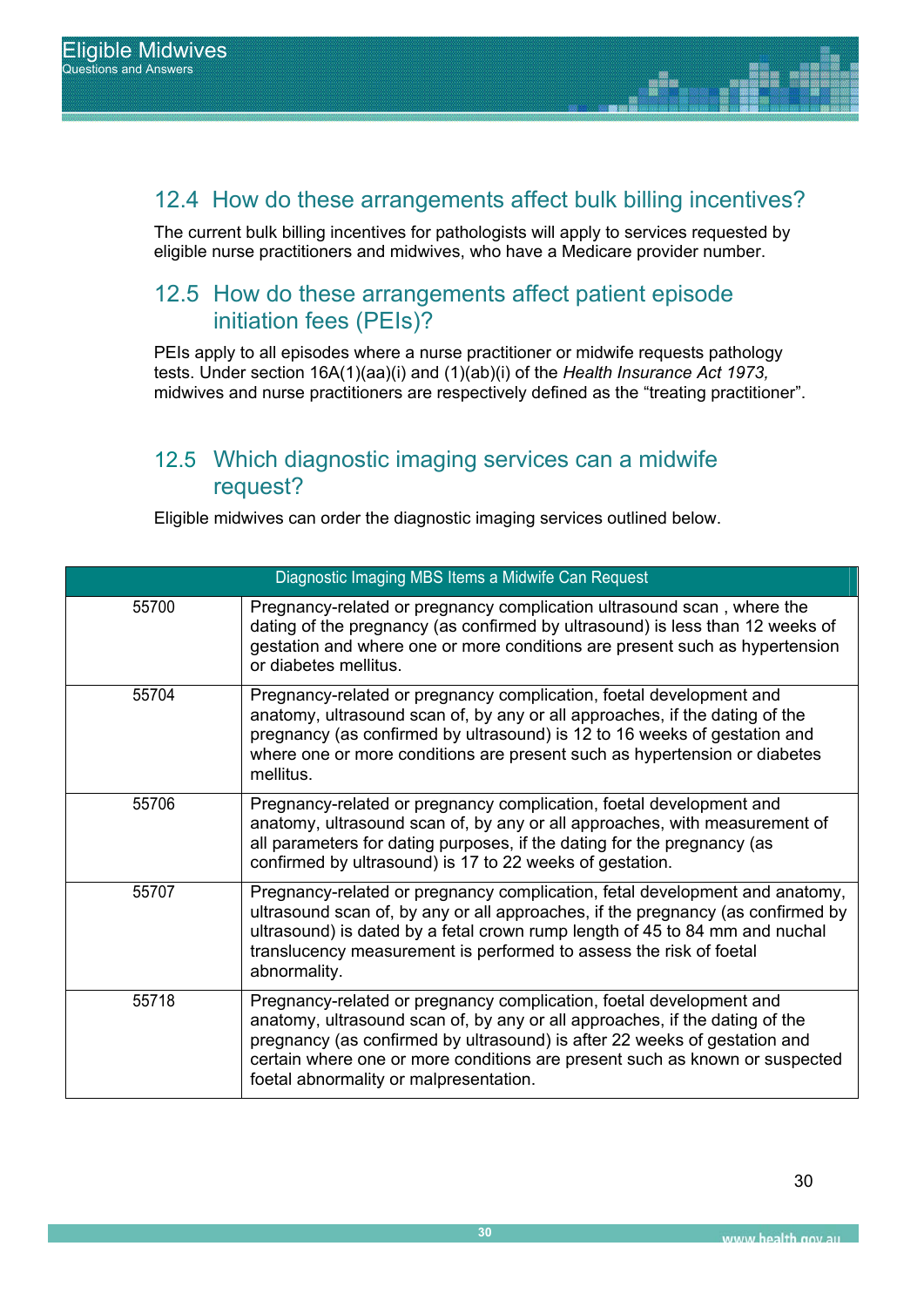## 12.4 How do these arrangements affect bulk billing incentives?

The current bulk billing incentives for pathologists will apply to services requested by eligible nurse practitioners and midwives, who have a Medicare provider number.

## 12.5 How do these arrangements affect patient episode initiation fees (PEIs)?

PEIs apply to all episodes where a nurse practitioner or midwife requests pathology tests. Under section 16A(1)(aa)(i) and (1)(ab)(i) of the *Health Insurance Act 1973,* midwives and nurse practitioners are respectively defined as the "treating practitioner".

## 12.5 Which diagnostic imaging services can a midwife request?

Eligible midwives can order the diagnostic imaging services outlined below.

| Diagnostic Imaging MBS Items a Midwife Can Request | |
|---|---|
| 55700 | Pregnancy-related or pregnancy complication ultrasound scan , where the dating of the pregnancy (as confirmed by ultrasound) is less than 12 weeks of gestation and where one or more conditions are present such as hypertension or diabetes mellitus. |
| 55704 | Pregnancy-related or pregnancy complication, foetal development and anatomy, ultrasound scan of, by any or all approaches, if the dating of the pregnancy (as confirmed by ultrasound) is 12 to 16 weeks of gestation and where one or more conditions are present such as hypertension or diabetes mellitus. |
| 55706 | Pregnancy-related or pregnancy complication, foetal development and anatomy, ultrasound scan of, by any or all approaches, with measurement of all parameters for dating purposes, if the dating for the pregnancy (as confirmed by ultrasound) is 17 to 22 weeks of gestation. |
| 55707 | Pregnancy-related or pregnancy complication, fetal development and anatomy, ultrasound scan of, by any or all approaches, if the pregnancy (as confirmed by ultrasound) is dated by a fetal crown rump length of 45 to 84 mm and nuchal translucency measurement is performed to assess the risk of foetal abnormality. |
| 55718 | Pregnancy-related or pregnancy complication, foetal development and anatomy, ultrasound scan of, by any or all approaches, if the dating of the pregnancy (as confirmed by ultrasound) is after 22 weeks of gestation and certain where one or more conditions are present such as known or suspected foetal abnormality or malpresentation. |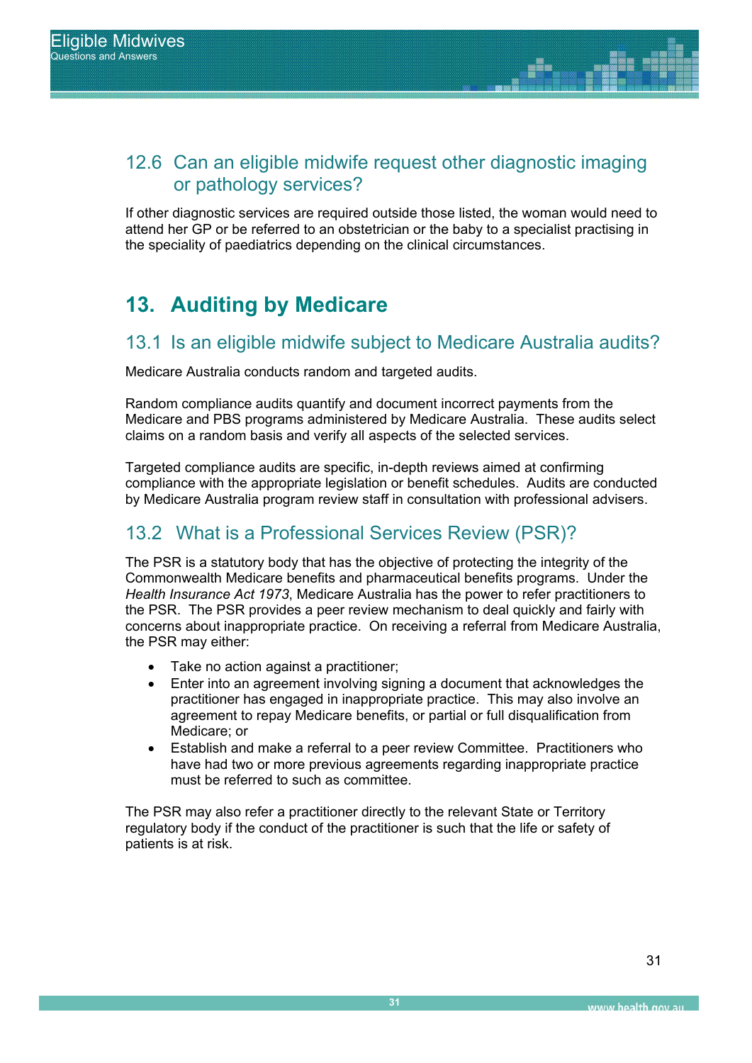### 12.6 Can an eligible midwife request other diagnostic imaging or pathology services?

If other diagnostic services are required outside those listed, the woman would need to attend her GP or be referred to an obstetrician or the baby to a specialist practising in the speciality of paediatrics depending on the clinical circumstances.

## 13. Auditing by Medicare

### 13.1 Is an eligible midwife subject to Medicare Australia audits?

Medicare Australia conducts random and targeted audits.

Random compliance audits quantify and document incorrect payments from the Medicare and PBS programs administered by Medicare Australia. These audits select claims on a random basis and verify all aspects of the selected services.

Targeted compliance audits are specific, in-depth reviews aimed at confirming compliance with the appropriate legislation or benefit schedules. Audits are conducted by Medicare Australia program review staff in consultation with professional advisers.

### 13.2 What is a Professional Services Review (PSR)?

The PSR is a statutory body that has the objective of protecting the integrity of the Commonwealth Medicare benefits and pharmaceutical benefits programs. Under the *Health Insurance Act 1973*, Medicare Australia has the power to refer practitioners to the PSR. The PSR provides a peer review mechanism to deal quickly and fairly with concerns about inappropriate practice. On receiving a referral from Medicare Australia, the PSR may either:

- Take no action against a practitioner;
- Enter into an agreement involving signing a document that acknowledges the practitioner has engaged in inappropriate practice. This may also involve an agreement to repay Medicare benefits, or partial or full disqualification from Medicare; or
- Establish and make a referral to a peer review Committee. Practitioners who have had two or more previous agreements regarding inappropriate practice must be referred to such as committee.

The PSR may also refer a practitioner directly to the relevant State or Territory regulatory body if the conduct of the practitioner is such that the life or safety of patients is at risk.